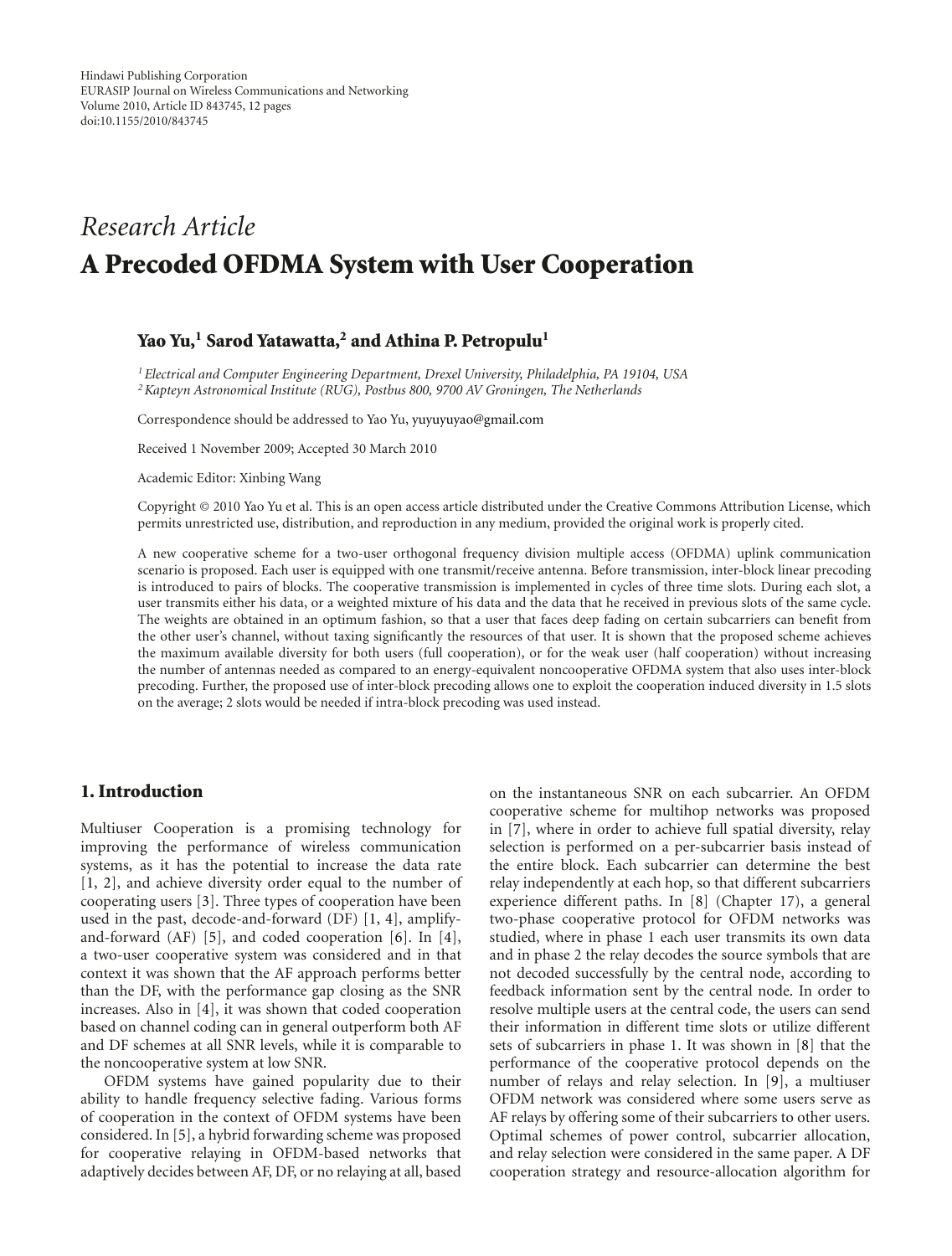*Research Article*

# A Precoded OFDMA System with User Cooperation

**Yao Yu,[1] Sarod Yatawatta,[2] and Athina P. Petropulu[1]**

[1] *Electrical and Computer Engineering Department, Drexel University, Philadelphia, PA 19104, USA*
[2] *Kapteyn Astronomical Institute (RUG), Postbus 800, 9700 AV Groningen, The Netherlands*

Correspondence should be addressed to Yao Yu, yuyuyuyao@gmail.com

Received 1 November 2009; Accepted 30 March 2010

Academic Editor: Xinbing Wang

Copyright © 2010 Yao Yu et al. This is an open access article distributed under the Creative Commons Attribution License, which permits unrestricted use, distribution, and reproduction in any medium, provided the original work is properly cited.

A new cooperative scheme for a two-user orthogonal frequency division multiple access (OFDMA) uplink communication scenario is proposed. Each user is equipped with one transmit/receive antenna. Before transmission, inter-block linear precoding is introduced to pairs of blocks. The cooperative transmission is implemented in cycles of three time slots. During each slot, a user transmits either his data, or a weighted mixture of his data and the data that he received in previous slots of the same cycle. The weights are obtained in an optimum fashion, so that a user that faces deep fading on certain subcarriers can benefit from the other user's channel, without taxing significantly the resources of that user. It is shown that the proposed scheme achieves the maximum available diversity for both users (full cooperation), or for the weak user (half cooperation) without increasing the number of antennas needed as compared to an energy-equivalent noncooperative OFDMA system that also uses inter-block precoding. Further, the proposed use of inter-block precoding allows one to exploit the cooperation induced diversity in 1.5 slots on the average; 2 slots would be needed if intra-block precoding was used instead.

## 1. Introduction

Multiuser Cooperation is a promising technology for improving the performance of wireless communication systems, as it has the potential to increase the data rate [1, 2], and achieve diversity order equal to the number of cooperating users [3]. Three types of cooperation have been used in the past, decode-and-forward (DF) [1, 4], amplify-and-forward (AF) [5], and coded cooperation [6]. In [4], a two-user cooperative system was considered and in that context it was shown that the AF approach performs better than the DF, with the performance gap closing as the SNR increases. Also in [4], it was shown that coded cooperation based on channel coding can in general outperform both AF and DF schemes at all SNR levels, while it is comparable to the noncooperative system at low SNR.

OFDM systems have gained popularity due to their ability to handle frequency selective fading. Various forms of cooperation in the context of OFDM systems have been considered. In [5], a hybrid forwarding scheme was proposed for cooperative relaying in OFDM-based networks that adaptively decides between AF, DF, or no relaying at all, based on the instantaneous SNR on each subcarrier. An OFDM cooperative scheme for multihop networks was proposed in [7], where in order to achieve full spatial diversity, relay selection is performed on a per-subcarrier basis instead of the entire block. Each subcarrier can determine the best relay independently at each hop, so that different subcarriers experience different paths. In [8] (Chapter 17), a general two-phase cooperative protocol for OFDM networks was studied, where in phase 1 each user transmits its own data and in phase 2 the relay decodes the source symbols that are not decoded successfully by the central node, according to feedback information sent by the central node. In order to resolve multiple users at the central code, the users can send their information in different time slots or utilize different sets of subcarriers in phase 1. It was shown in [8] that the performance of the cooperative protocol depends on the number of relays and relay selection. In [9], a multiuser OFDM network was considered where some users serve as AF relays by offering some of their subcarriers to other users. Optimal schemes of power control, subcarrier allocation, and relay selection were considered in the same paper. A DF cooperation strategy and resource-allocation algorithm for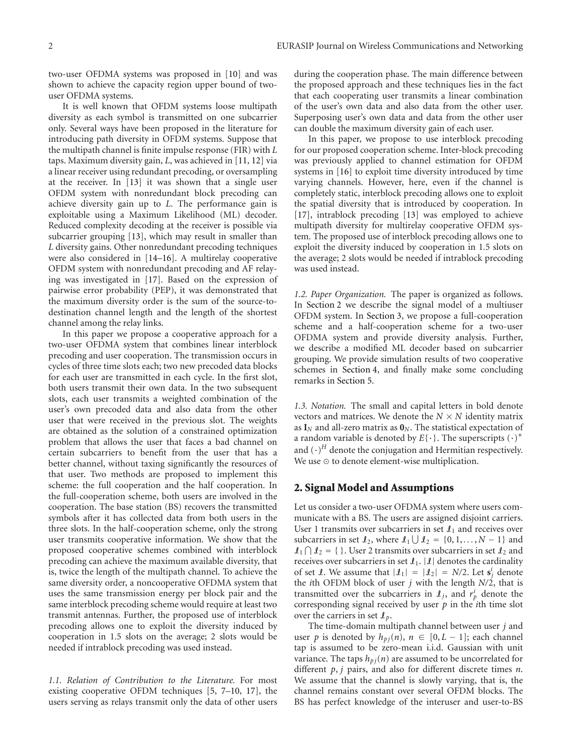two-user OFDMA systems was proposed in [10] and was shown to achieve the capacity region upper bound of two-user OFDMA systems.

It is well known that OFDM systems loose multipath diversity as each symbol is transmitted on one subcarrier only. Several ways have been proposed in the literature for introducing path diversity in OFDM systems. Suppose that the multipath channel is finite impulse response (FIR) with $L$ taps. Maximum diversity gain, $L$, was achieved in [11, 12] via a linear receiver using redundant precoding, or oversampling at the receiver. In [13] it was shown that a single user OFDM system with nonredundant block precoding can achieve diversity gain up to $L$. The performance gain is exploitable using a Maximum Likelihood (ML) decoder. Reduced complexity decoding at the receiver is possible via subcarrier grouping [13], which may result in smaller than $L$ diversity gains. Other nonredundant precoding techniques were also considered in [14–16]. A multirelay cooperative OFDM system with nonredundant precoding and AF relaying was investigated in [17]. Based on the expression of pairwise error probability (PEP), it was demonstrated that the maximum diversity order is the sum of the source-to-destination channel length and the length of the shortest channel among the relay links.

In this paper we propose a cooperative approach for a two-user OFDMA system that combines linear interblock precoding and user cooperation. The transmission occurs in cycles of three time slots each; two new precoded data blocks for each user are transmitted in each cycle. In the first slot, both users transmit their own data. In the two subsequent slots, each user transmits a weighted combination of the user's own precoded data and also data from the other user that were received in the previous slot. The weights are obtained as the solution of a constrained optimization problem that allows the user that faces a bad channel on certain subcarriers to benefit from the user that has a better channel, without taxing significantly the resources of that user. Two methods are proposed to implement this scheme: the full cooperation and the half cooperation. In the full-cooperation scheme, both users are involved in the cooperation. The base station (BS) recovers the transmitted symbols after it has collected data from both users in the three slots. In the half-cooperation scheme, only the strong user transmits cooperative information. We show that the proposed cooperative schemes combined with interblock precoding can achieve the maximum available diversity, that is, twice the length of the multipath channel. To achieve the same diversity order, a noncooperative OFDMA system that uses the same transmission energy per block pair and the same interblock precoding scheme would require at least two transmit antennas. Further, the proposed use of interblock precoding allows one to exploit the diversity induced by cooperation in 1.5 slots on the average; 2 slots would be needed if intrablock precoding was used instead.

*1.1. Relation of Contribution to the Literature.* For most existing cooperative OFDM techniques [5, 7–10, 17], the users serving as relays transmit only the data of other users during the cooperation phase. The main difference between the proposed approach and these techniques lies in the fact that each cooperating user transmits a linear combination of the user's own data and also data from the other user. Superposing user's own data and data from the other user can double the maximum diversity gain of each user.

In this paper, we propose to use interblock precoding for our proposed cooperation scheme. Inter-block precoding was previously applied to channel estimation for OFDM systems in [16] to exploit time diversity introduced by time varying channels. However, here, even if the channel is completely static, interblock precoding allows one to exploit the spatial diversity that is introduced by cooperation. In [17], intrablock precoding [13] was employed to achieve multipath diversity for multirelay cooperative OFDM system. The proposed use of interblock precoding allows one to exploit the diversity induced by cooperation in 1.5 slots on the average; 2 slots would be needed if intrablock precoding was used instead.

*1.2. Paper Organization.* The paper is organized as follows. In Section 2 we describe the signal model of a multiuser OFDM system. In Section 3, we propose a full-cooperation scheme and a half-cooperation scheme for a two-user OFDMA system and provide diversity analysis. Further, we describe a modified ML decoder based on subcarrier grouping. We provide simulation results of two cooperative schemes in Section 4, and finally make some concluding remarks in Section 5.

*1.3. Notation.* The small and capital letters in bold denote vectors and matrices. We denote the $N \times N$ identity matrix as $\mathbf{I}_N$ and all-zero matrix as $\mathbf{0}_N$. The statistical expectation of a random variable is denoted by $E\{\cdot\}$. The superscripts $(\cdot)^*$ and $(\cdot)^H$ denote the conjugation and Hermitian respectively. We use $\odot$ to denote element-wise multiplication.

## 2. Signal Model and Assumptions

Let us consider a two-user OFDMA system where users communicate with a BS. The users are assigned disjoint carriers. User 1 transmits over subcarriers in set $\mathcal{I}_1$ and receives over subcarriers in set $\mathcal{I}_2$, where $\mathcal{I}_1 \bigcup \mathcal{I}_2 = \{0, 1, \ldots, N-1\}$ and $\mathcal{I}_1 \bigcap \mathcal{I}_2 = \{\ \}$. User 2 transmits over subcarriers in set $\mathcal{I}_2$ and receives over subcarriers in set $\mathcal{I}_1$. $|\mathcal{I}|$ denotes the cardinality of set $\mathcal{I}$. We assume that $|\mathcal{I}_1| = |\mathcal{I}_2| = N/2$. Let $\mathbf{s}_j^i$ denote the $i$th OFDM block of user $j$ with the length $N/2$, that is transmitted over the subcarriers in $\mathcal{I}_j$, and $r_p^i$ denote the corresponding signal received by user $p$ in the $i$th time slot over the carriers in set $\mathcal{I}_p$.

The time-domain multipath channel between user $j$ and user $p$ is denoted by $h_{pj}(n)$, $n \in [0, L-1]$; each channel tap is assumed to be zero-mean i.i.d. Gaussian with unit variance. The taps $h_{pj}(n)$ are assumed to be uncorrelated for different $p, j$ pairs, and also for different discrete times $n$. We assume that the channel is slowly varying, that is, the channel remains constant over several OFDM blocks. The BS has perfect knowledge of the interuser and user-to-BS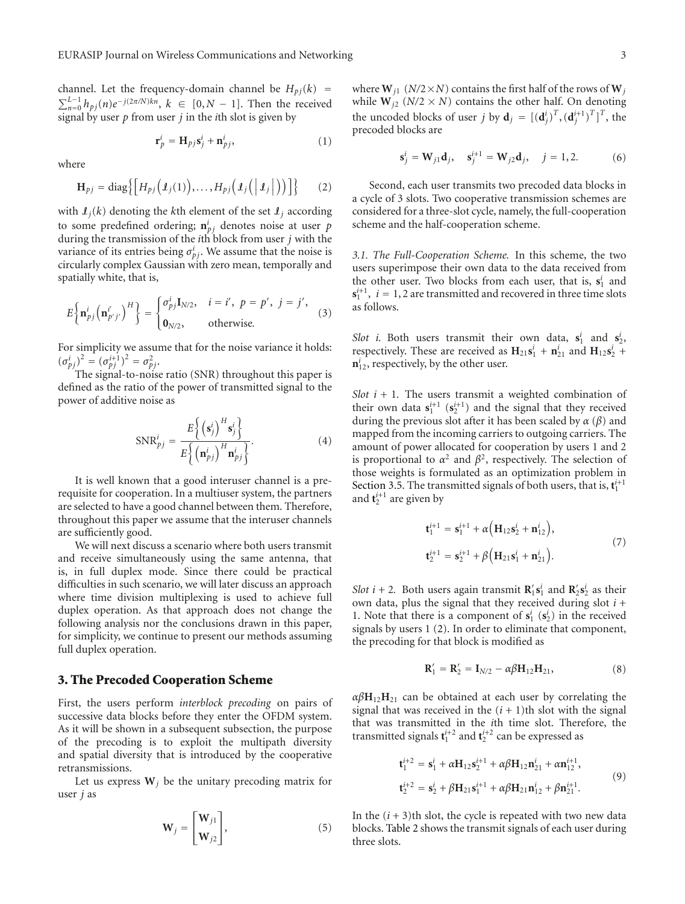channel. Let the frequency-domain channel be $H_{pj}(k) = \sum_{n=0}^{L-1} h_{pj}(n)e^{-j(2\pi/N)kn}$, $k \in [0, N-1]$. Then the received signal by user $p$ from user $j$ in the $i$th slot is given by

$$\mathbf{r}_p^i = \mathbf{H}_{pj}\mathbf{s}_j^i + \mathbf{n}_{pj}^i, \tag{1}$$

where

$$\mathbf{H}_{pj} = \operatorname{diag}\left\{\left[H_{pj}\left(\mathcal{I}_j(1)\right), \ldots, H_{pj}\left(\mathcal{I}_j\left(\left|\mathcal{I}_j\right|\right)\right)\right]\right\} \tag{2}$$

with $\mathcal{I}_j(k)$ denoting the $k$th element of the set $\mathcal{I}_j$ according to some predefined ordering; $\mathbf{n}_{pj}^i$ denotes noise at user $p$ during the transmission of the $i$th block from user $j$ with the variance of its entries being $\sigma_{pj}^i$. We assume that the noise is circularly complex Gaussian with zero mean, temporally and spatially white, that is,

$$E\left\{\mathbf{n}_{pj}^i\left(\mathbf{n}_{p'j'}^{i'}\right)^H\right\} = \begin{cases} \sigma_{pj}^i \mathbf{I}_{N/2}, & i = i',\ p = p',\ j = j', \\ \mathbf{0}_{N/2}, & \text{otherwise.} \end{cases} \tag{3}$$

For simplicity we assume that for the noise variance it holds: $(\sigma_{pj}^i)^2 = (\sigma_{pj}^{i+1})^2 = \sigma_{pj}^2$.

The signal-to-noise ratio (SNR) throughout this paper is defined as the ratio of the power of transmitted signal to the power of additive noise as

$$\text{SNR}_{pj}^i = \frac{E\left\{\left(\mathbf{s}_j^i\right)^H \mathbf{s}_j^i\right\}}{E\left\{\left(\mathbf{n}_{pj}^i\right)^H \mathbf{n}_{pj}^i\right\}}. \tag{4}$$

It is well known that a good interuser channel is a prerequisite for cooperation. In a multiuser system, the partners are selected to have a good channel between them. Therefore, throughout this paper we assume that the interuser channels are sufficiently good.

We will next discuss a scenario where both users transmit and receive simultaneously using the same antenna, that is, in full duplex mode. Since there could be practical difficulties in such scenario, we will later discuss an approach where time division multiplexing is used to achieve full duplex operation. As that approach does not change the following analysis nor the conclusions drawn in this paper, for simplicity, we continue to present our methods assuming full duplex operation.

## 3. The Precoded Cooperation Scheme

First, the users perform *interblock precoding* on pairs of successive data blocks before they enter the OFDM system. As it will be shown in a subsequent subsection, the purpose of the precoding is to exploit the multipath diversity and spatial diversity that is introduced by the cooperative retransmissions.

Let us express $\mathbf{W}_j$ be the unitary precoding matrix for user $j$ as

$$\mathbf{W}_j = \begin{bmatrix} \mathbf{W}_{j1} \\ \mathbf{W}_{j2} \end{bmatrix}, \tag{5}$$

where $\mathbf{W}_{j1}$ ($N/2 \times N$) contains the first half of the rows of $\mathbf{W}_j$ while $\mathbf{W}_{j2}$ ($N/2 \times N$) contains the other half. On denoting the uncoded blocks of user $j$ by $\mathbf{d}_j = [(\mathbf{d}_j^i)^T, (\mathbf{d}_j^{i+1})^T]^T$, the precoded blocks are

$$\mathbf{s}_j^i = \mathbf{W}_{j1}\mathbf{d}_j, \quad \mathbf{s}_j^{i+1} = \mathbf{W}_{j2}\mathbf{d}_j, \quad j = 1, 2. \tag{6}$$

Second, each user transmits two precoded data blocks in a cycle of 3 slots. Two cooperative transmission schemes are considered for a three-slot cycle, namely, the full-cooperation scheme and the half-cooperation scheme.

### 3.1. The Full-Cooperation Scheme.

In this scheme, the two users superimpose their own data to the data received from the other user. Two blocks from each user, that is, $\mathbf{s}_1^i$ and $\mathbf{s}_1^{i+1}$, $i = 1, 2$ are transmitted and recovered in three time slots as follows.

*Slot i.* Both users transmit their own data, $\mathbf{s}_1^i$ and $\mathbf{s}_2^i$, respectively. These are received as $\mathbf{H}_{21}\mathbf{s}_1^i + \mathbf{n}_{21}^i$ and $\mathbf{H}_{12}\mathbf{s}_2^i + \mathbf{n}_{12}^i$, respectively, by the other user.

*Slot i + 1.* The users transmit a weighted combination of their own data $\mathbf{s}_1^{i+1}$ ($\mathbf{s}_2^{i+1}$) and the signal that they received during the previous slot after it has been scaled by $\alpha$ ($\beta$) and mapped from the incoming carriers to outgoing carriers. The amount of power allocated for cooperation by users 1 and 2 is proportional to $\alpha^2$ and $\beta^2$, respectively. The selection of those weights is formulated as an optimization problem in Section 3.5. The transmitted signals of both users, that is, $\mathbf{t}_1^{i+1}$ and $\mathbf{t}_2^{i+1}$ are given by

$$\begin{aligned} \mathbf{t}_1^{i+1} &= \mathbf{s}_1^{i+1} + \alpha\left(\mathbf{H}_{12}\mathbf{s}_2^i + \mathbf{n}_{12}^i\right), \\ \mathbf{t}_2^{i+1} &= \mathbf{s}_2^{i+1} + \beta\left(\mathbf{H}_{21}\mathbf{s}_1^i + \mathbf{n}_{21}^i\right). \end{aligned} \tag{7}$$

*Slot i + 2.* Both users again transmit $\mathbf{R}_1'\mathbf{s}_1^i$ and $\mathbf{R}_2'\mathbf{s}_2^i$ as their own data, plus the signal that they received during slot $i+1$. Note that there is a component of $\mathbf{s}_1^i$ ($\mathbf{s}_2^i$) in the received signals by users 1 (2). In order to eliminate that component, the precoding for that block is modified as

$$\mathbf{R}_1' = \mathbf{R}_2' = \mathbf{I}_{N/2} - \alpha\beta\mathbf{H}_{12}\mathbf{H}_{21}, \tag{8}$$

$\alpha\beta\mathbf{H}_{12}\mathbf{H}_{21}$ can be obtained at each user by correlating the signal that was received in the $(i+1)$th slot with the signal that was transmitted in the $i$th time slot. Therefore, the transmitted signals $\mathbf{t}_1^{i+2}$ and $\mathbf{t}_2^{i+2}$ can be expressed as

$$\begin{aligned} \mathbf{t}_1^{i+2} &= \mathbf{s}_1^i + \alpha\mathbf{H}_{12}\mathbf{s}_2^{i+1} + \alpha\beta\mathbf{H}_{12}\mathbf{n}_{21}^i + \alpha\mathbf{n}_{12}^{i+1}, \\ \mathbf{t}_2^{i+2} &= \mathbf{s}_2^i + \beta\mathbf{H}_{21}\mathbf{s}_1^{i+1} + \alpha\beta\mathbf{H}_{21}\mathbf{n}_{12}^i + \beta\mathbf{n}_{21}^{i+1}. \end{aligned} \tag{9}$$

In the $(i+3)$th slot, the cycle is repeated with two new data blocks. Table 2 shows the transmit signals of each user during three slots.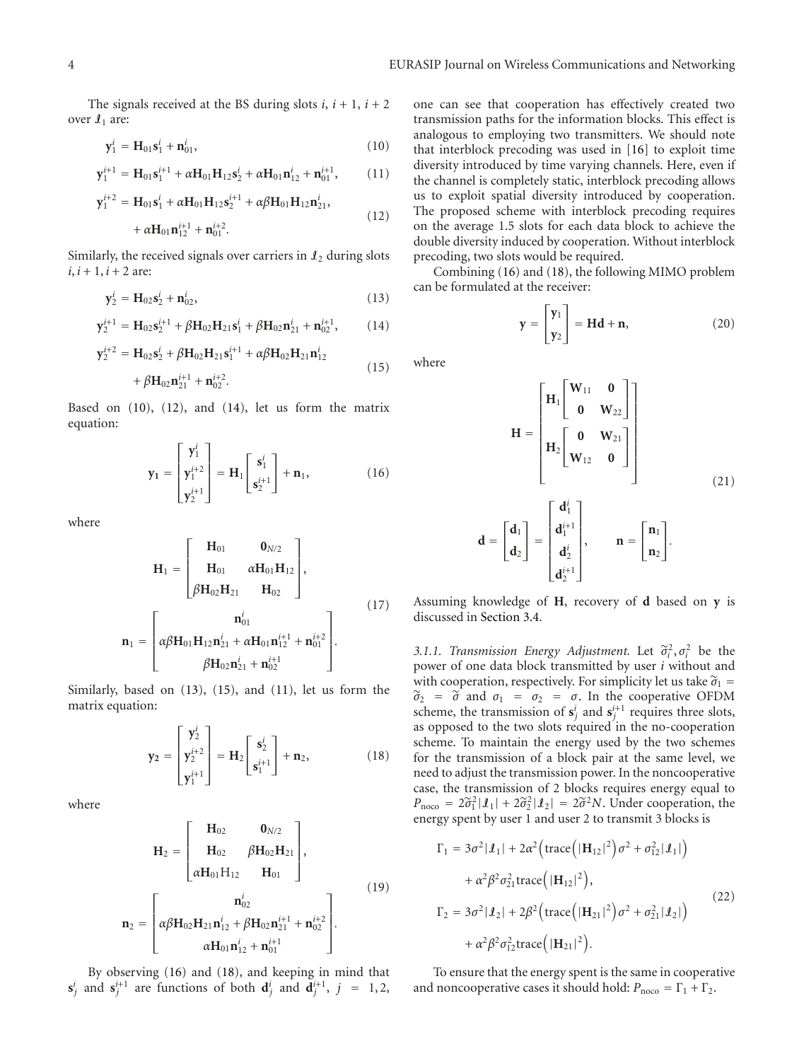The signals received at the BS during slots $i$, $i+1$, $i+2$ over $\mathcal{I}_1$ are:

$$\mathbf{y}_1^i = \mathbf{H}_{01}\mathbf{s}_1^i + \mathbf{n}_{01}^i, \tag{10}$$

$$\mathbf{y}_1^{i+1} = \mathbf{H}_{01}\mathbf{s}_1^{i+1} + \alpha\mathbf{H}_{01}\mathbf{H}_{12}\mathbf{s}_2^i + \alpha\mathbf{H}_{01}\mathbf{n}_{12}^i + \mathbf{n}_{01}^{i+1}, \tag{11}$$

$$\begin{aligned}\mathbf{y}_1^{i+2} = {} & \mathbf{H}_{01}\mathbf{s}_1^i + \alpha\mathbf{H}_{01}\mathbf{H}_{12}\mathbf{s}_2^{i+1} + \alpha\beta\mathbf{H}_{01}\mathbf{H}_{12}\mathbf{n}_{21}^i, \\ & + \alpha\mathbf{H}_{01}\mathbf{n}_{12}^{i+1} + \mathbf{n}_{01}^{i+2}.\end{aligned} \tag{12}$$

Similarly, the received signals over carriers in $\mathcal{I}_2$ during slots $i, i+1, i+2$ are:

$$\mathbf{y}_2^i = \mathbf{H}_{02}\mathbf{s}_2^i + \mathbf{n}_{02}^i, \tag{13}$$

$$\mathbf{y}_2^{i+1} = \mathbf{H}_{02}\mathbf{s}_2^{i+1} + \beta\mathbf{H}_{02}\mathbf{H}_{21}\mathbf{s}_1^i + \beta\mathbf{H}_{02}\mathbf{n}_{21}^i + \mathbf{n}_{02}^{i+1}, \tag{14}$$

$$\begin{aligned}\mathbf{y}_2^{i+2} = {} & \mathbf{H}_{02}\mathbf{s}_2^i + \beta\mathbf{H}_{02}\mathbf{H}_{21}\mathbf{s}_1^{i+1} + \alpha\beta\mathbf{H}_{02}\mathbf{H}_{21}\mathbf{n}_{12}^i \\ & + \beta\mathbf{H}_{02}\mathbf{n}_{21}^{i+1} + \mathbf{n}_{02}^{i+2}.\end{aligned} \tag{15}$$

Based on (10), (12), and (14), let us form the matrix equation:

$$\mathbf{y}_1 = \begin{bmatrix}\mathbf{y}_1^i \\ \mathbf{y}_1^{i+2} \\ \mathbf{y}_2^{i+1}\end{bmatrix} = \mathbf{H}_1\begin{bmatrix}\mathbf{s}_1^i \\ \mathbf{s}_2^{i+1}\end{bmatrix} + \mathbf{n}_1, \tag{16}$$

where

$$\begin{aligned}\mathbf{H}_1 &= \begin{bmatrix}\mathbf{H}_{01} & \mathbf{0}_{N/2} \\ \mathbf{H}_{01} & \alpha\mathbf{H}_{01}\mathbf{H}_{12} \\ \beta\mathbf{H}_{02}\mathbf{H}_{21} & \mathbf{H}_{02}\end{bmatrix}, \\ \mathbf{n}_1 &= \begin{bmatrix}\mathbf{n}_{01}^i \\ \alpha\beta\mathbf{H}_{01}\mathbf{H}_{12}\mathbf{n}_{21}^i + \alpha\mathbf{H}_{01}\mathbf{n}_{12}^{i+1} + \mathbf{n}_{01}^{i+2} \\ \beta\mathbf{H}_{02}\mathbf{n}_{21}^i + \mathbf{n}_{02}^{i+1}\end{bmatrix}.\end{aligned} \tag{17}$$

Similarly, based on (13), (15), and (11), let us form the matrix equation:

$$\mathbf{y}_2 = \begin{bmatrix}\mathbf{y}_2^i \\ \mathbf{y}_2^{i+2} \\ \mathbf{y}_1^{i+1}\end{bmatrix} = \mathbf{H}_2\begin{bmatrix}\mathbf{s}_2^i \\ \mathbf{s}_1^{i+1}\end{bmatrix} + \mathbf{n}_2, \tag{18}$$

where

$$\begin{aligned}\mathbf{H}_2 &= \begin{bmatrix}\mathbf{H}_{02} & \mathbf{0}_{N/2} \\ \mathbf{H}_{02} & \beta\mathbf{H}_{02}\mathbf{H}_{21} \\ \alpha\mathbf{H}_{01}\mathrm{H}_{12} & \mathbf{H}_{01}\end{bmatrix}, \\ \mathbf{n}_2 &= \begin{bmatrix}\mathbf{n}_{02}^i \\ \alpha\beta\mathbf{H}_{02}\mathbf{H}_{21}\mathbf{n}_{12}^i + \beta\mathbf{H}_{02}\mathbf{n}_{21}^{i+1} + \mathbf{n}_{02}^{i+2} \\ \alpha\mathbf{H}_{01}\mathbf{n}_{12}^i + \mathbf{n}_{01}^{i+1}\end{bmatrix}.\end{aligned} \tag{19}$$

By observing (16) and (18), and keeping in mind that $\mathbf{s}_j^i$ and $\mathbf{s}_j^{i+1}$ are functions of both $\mathbf{d}_j^i$ and $\mathbf{d}_j^{i+1}$, $j = 1, 2$, one can see that cooperation has effectively created two transmission paths for the information blocks. This effect is analogous to employing two transmitters. We should note that interblock precoding was used in [16] to exploit time diversity introduced by time varying channels. Here, even if the channel is completely static, interblock precoding allows us to exploit spatial diversity introduced by cooperation. The proposed scheme with interblock precoding requires on the average 1.5 slots for each data block to achieve the double diversity induced by cooperation. Without interblock precoding, two slots would be required.

Combining (16) and (18), the following MIMO problem can be formulated at the receiver:

$$\mathbf{y} = \begin{bmatrix}\mathbf{y}_1 \\ \mathbf{y}_2\end{bmatrix} = \mathbf{H}\mathbf{d} + \mathbf{n}, \tag{20}$$

where

$$\begin{aligned}\mathbf{H} &= \begin{bmatrix}\mathbf{H}_1\begin{bmatrix}\mathbf{W}_{11} & \mathbf{0} \\ \mathbf{0} & \mathbf{W}_{22}\end{bmatrix} \\ \mathbf{H}_2\begin{bmatrix}\mathbf{0} & \mathbf{W}_{21} \\ \mathbf{W}_{12} & \mathbf{0}\end{bmatrix}\end{bmatrix} \\ \mathbf{d} &= \begin{bmatrix}\mathbf{d}_1 \\ \mathbf{d}_2\end{bmatrix} = \begin{bmatrix}\mathbf{d}_1^i \\ \mathbf{d}_1^{i+1} \\ \mathbf{d}_2^i \\ \mathbf{d}_2^{i+1}\end{bmatrix}, \qquad \mathbf{n} = \begin{bmatrix}\mathbf{n}_1 \\ \mathbf{n}_2\end{bmatrix}.\end{aligned} \tag{21}$$

Assuming knowledge of $\mathbf{H}$, recovery of $\mathbf{d}$ based on $\mathbf{y}$ is discussed in Section 3.4.

*3.1.1. Transmission Energy Adjustment.* Let $\tilde{\sigma}_i^2, \sigma_i^2$ be the power of one data block transmitted by user $i$ without and with cooperation, respectively. For simplicity let us take $\tilde{\sigma}_1 = \tilde{\sigma}_2 = \tilde{\sigma}$ and $\sigma_1 = \sigma_2 = \sigma$. In the cooperative OFDM scheme, the transmission of $\mathbf{s}_j^i$ and $\mathbf{s}_j^{i+1}$ requires three slots, as opposed to the two slots required in the no-cooperation scheme. To maintain the energy used by the two schemes for the transmission of a block pair at the same level, we need to adjust the transmission power. In the noncooperative case, the transmission of 2 blocks requires energy equal to $P_{\text{noco}} = 2\tilde{\sigma}_1^2|\mathcal{I}_1| + 2\tilde{\sigma}_2^2|\mathcal{I}_2| = 2\tilde{\sigma}^2 N$. Under cooperation, the energy spent by user 1 and user 2 to transmit 3 blocks is

$$\begin{aligned}\Gamma_1 = {} & 3\sigma^2|\mathcal{I}_1| + 2\alpha^2\left(\operatorname{trace}\left(|\mathbf{H}_{12}|^2\right)\sigma^2 + \sigma_{12}^2|\mathcal{I}_1|\right) \\ & + \alpha^2\beta^2\sigma_{21}^2\operatorname{trace}\left(|\mathbf{H}_{12}|^2\right), \\ \Gamma_2 = {} & 3\sigma^2|\mathcal{I}_2| + 2\beta^2\left(\operatorname{trace}\left(|\mathbf{H}_{21}|^2\right)\sigma^2 + \sigma_{21}^2|\mathcal{I}_2|\right) \\ & + \alpha^2\beta^2\sigma_{12}^2\operatorname{trace}\left(|\mathbf{H}_{21}|^2\right).\end{aligned} \tag{22}$$

To ensure that the energy spent is the same in cooperative and noncooperative cases it should hold: $P_{\text{noco}} = \Gamma_1 + \Gamma_2$.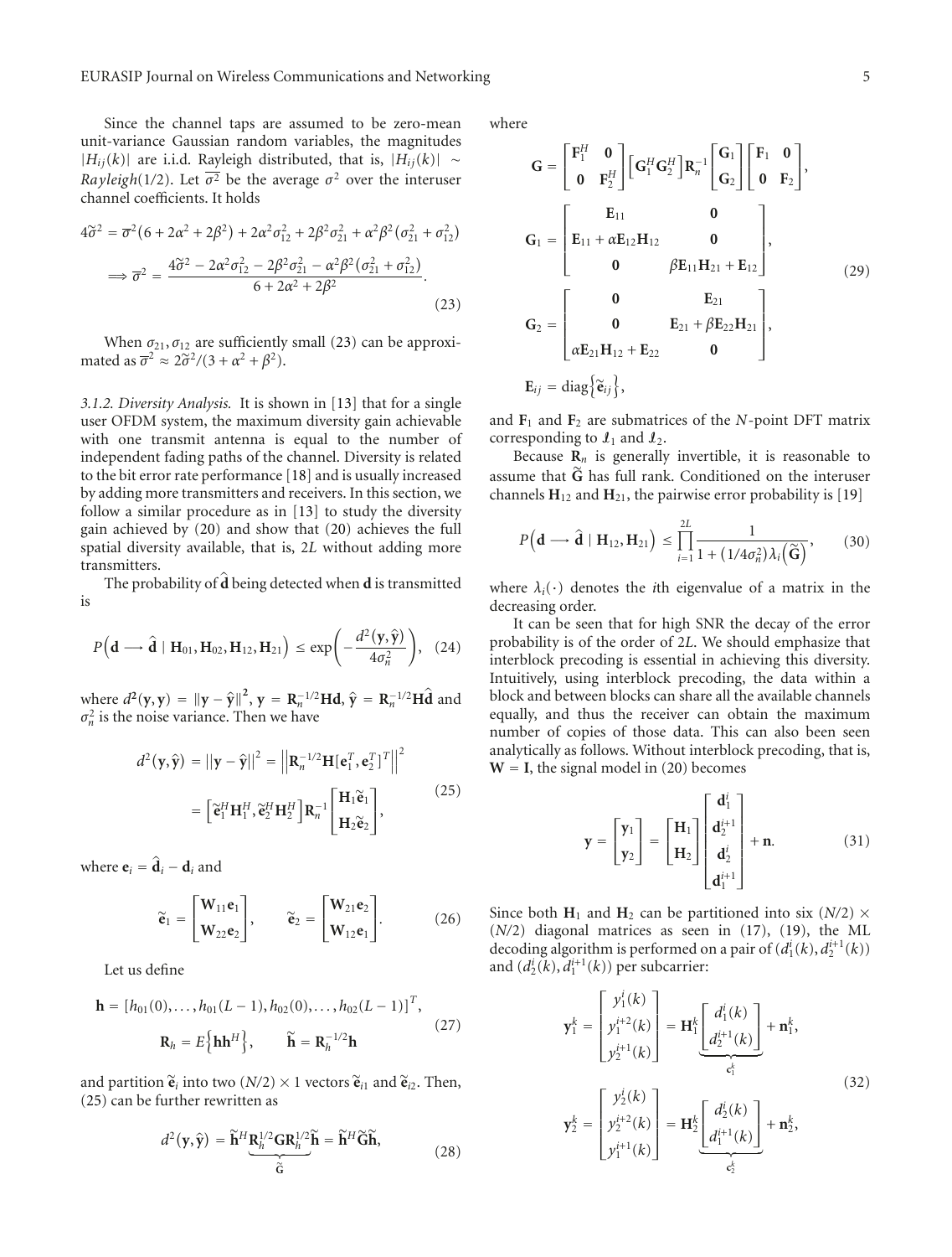Since the channel taps are assumed to be zero-mean unit-variance Gaussian random variables, the magnitudes $|H_{ij}(k)|$ are i.i.d. Rayleigh distributed, that is, $|H_{ij}(k)| \sim Rayleigh(1/2)$. Let $\overline{\sigma^2}$ be the average $\sigma^2$ over the interuser channel coefficients. It holds

$$
\begin{aligned}
4\widetilde{\sigma}^2 &= \overline{\sigma}^2\left(6+2\alpha^2+2\beta^2\right)+2\alpha^2\sigma_{12}^2+2\beta^2\sigma_{21}^2+\alpha^2\beta^2\left(\sigma_{21}^2+\sigma_{12}^2\right) \\
\Longrightarrow \overline{\sigma}^2 &= \frac{4\widetilde{\sigma}^2-2\alpha^2\sigma_{12}^2-2\beta^2\sigma_{21}^2-\alpha^2\beta^2\left(\sigma_{21}^2+\sigma_{12}^2\right)}{6+2\alpha^2+2\beta^2}.
\end{aligned}
\tag{23}
$$

When $\sigma_{21}, \sigma_{12}$ are sufficiently small (23) can be approximated as $\overline{\sigma}^2 \approx 2\widetilde{\sigma}^2/(3+\alpha^2+\beta^2)$.

*3.1.2. Diversity Analysis.* It is shown in [13] that for a single user OFDM system, the maximum diversity gain achievable with one transmit antenna is equal to the number of independent fading paths of the channel. Diversity is related to the bit error rate performance [18] and is usually increased by adding more transmitters and receivers. In this section, we follow a similar procedure as in [13] to study the diversity gain achieved by (20) and show that (20) achieves the full spatial diversity available, that is, $2L$ without adding more transmitters.

The probability of $\hat{\mathbf{d}}$ being detected when $\mathbf{d}$ is transmitted is

$$
P\left(\mathbf{d} \longrightarrow \hat{\mathbf{d}} \mid \mathbf{H}_{01}, \mathbf{H}_{02}, \mathbf{H}_{12}, \mathbf{H}_{21}\right) \leq \exp\left(-\frac{d^2(\mathbf{y}, \hat{\mathbf{y}})}{4\sigma_n^2}\right), \tag{24}
$$

where $d^2(\mathbf{y}, \mathbf{y}) = \|\mathbf{y}-\hat{\mathbf{y}}\|^2$, $\mathbf{y} = \mathbf{R}_n^{-1/2}\mathbf{H}\mathbf{d}$, $\hat{\mathbf{y}} = \mathbf{R}_n^{-1/2}\mathbf{H}\hat{\mathbf{d}}$ and $\sigma_n^2$ is the noise variance. Then we have

$$
\begin{aligned}
d^2(\mathbf{y}, \hat{\mathbf{y}}) &= \|\mathbf{y}-\hat{\mathbf{y}}\|^2 = \left\|\mathbf{R}_n^{-1/2}\mathbf{H}\left[\mathbf{e}_1^T, \mathbf{e}_2^T\right]^T\right\|^2 \\
&= \left[\widetilde{\mathbf{e}}_1^H\mathbf{H}_1^H, \widetilde{\mathbf{e}}_2^H\mathbf{H}_2^H\right]\mathbf{R}_n^{-1}\begin{bmatrix}\mathbf{H}_1\widetilde{\mathbf{e}}_1 \\ \mathbf{H}_2\widetilde{\mathbf{e}}_2\end{bmatrix},
\end{aligned}
\tag{25}
$$

where $\mathbf{e}_i = \hat{\mathbf{d}}_i - \mathbf{d}_i$ and

$$
\widetilde{\mathbf{e}}_1 = \begin{bmatrix}\mathbf{W}_{11}\mathbf{e}_1 \\ \mathbf{W}_{22}\mathbf{e}_2\end{bmatrix}, \qquad \widetilde{\mathbf{e}}_2 = \begin{bmatrix}\mathbf{W}_{21}\mathbf{e}_2 \\ \mathbf{W}_{12}\mathbf{e}_1\end{bmatrix}. \tag{26}
$$

Let us define

$$
\begin{aligned}
\mathbf{h} &= \left[h_{01}(0), \ldots, h_{01}(L-1), h_{02}(0), \ldots, h_{02}(L-1)\right]^T, \\
\mathbf{R}_h &= E\left\{\mathbf{h}\mathbf{h}^H\right\}, \qquad \widetilde{\mathbf{h}} = \mathbf{R}_h^{-1/2}\mathbf{h}
\end{aligned}
\tag{27}
$$

and partition $\widetilde{\mathbf{e}}_i$ into two $(N/2)\times 1$ vectors $\widetilde{\mathbf{e}}_{i1}$ and $\widetilde{\mathbf{e}}_{i2}$. Then, (25) can be further rewritten as

$$
d^2(\mathbf{y}, \hat{\mathbf{y}}) = \widetilde{\mathbf{h}}^H\underbrace{\mathbf{R}_h^{1/2}\mathbf{G}\mathbf{R}_h^{1/2}}_{\widetilde{\mathbf{G}}}\widetilde{\mathbf{h}} = \widetilde{\mathbf{h}}^H\widetilde{\mathbf{G}}\widetilde{\mathbf{h}}, \tag{28}
$$

where

$$
\begin{aligned}
\mathbf{G} &= \begin{bmatrix}\mathbf{F}_1^H & \mathbf{0} \\ \mathbf{0} & \mathbf{F}_2^H\end{bmatrix}\left[\mathbf{G}_1^H\mathbf{G}_2^H\right]\mathbf{R}_n^{-1}\begin{bmatrix}\mathbf{G}_1 \\ \mathbf{G}_2\end{bmatrix}\begin{bmatrix}\mathbf{F}_1 & \mathbf{0} \\ \mathbf{0} & \mathbf{F}_2\end{bmatrix}, \\
\mathbf{G}_1 &= \begin{bmatrix}\mathbf{E}_{11} & \mathbf{0} \\ \mathbf{E}_{11}+\alpha\mathbf{E}_{12}\mathbf{H}_{12} & \mathbf{0} \\ \mathbf{0} & \beta\mathbf{E}_{11}\mathbf{H}_{21}+\mathbf{E}_{12}\end{bmatrix}, \\
\mathbf{G}_2 &= \begin{bmatrix}\mathbf{0} & \mathbf{E}_{21} \\ \mathbf{0} & \mathbf{E}_{21}+\beta\mathbf{E}_{22}\mathbf{H}_{21} \\ \alpha\mathbf{E}_{21}\mathbf{H}_{12}+\mathbf{E}_{22} & \mathbf{0}\end{bmatrix}, \\
\mathbf{E}_{ij} &= \operatorname{diag}\left\{\widetilde{\mathbf{e}}_{ij}\right\},
\end{aligned}
\tag{29}
$$

and $\mathbf{F}_1$ and $\mathbf{F}_2$ are submatrices of the $N$-point DFT matrix corresponding to $\mathcal{I}_1$ and $\mathcal{I}_2$.

Because $\mathbf{R}_n$ is generally invertible, it is reasonable to assume that $\widetilde{\mathbf{G}}$ has full rank. Conditioned on the interuser channels $\mathbf{H}_{12}$ and $\mathbf{H}_{21}$, the pairwise error probability is [19]

$$
P\left(\mathbf{d} \longrightarrow \hat{\mathbf{d}} \mid \mathbf{H}_{12}, \mathbf{H}_{21}\right) \leq \prod_{i=1}^{2L}\frac{1}{1+\left(1/4\sigma_n^2\right)\lambda_i\left(\widetilde{\mathbf{G}}\right)}, \tag{30}
$$

where $\lambda_i(\cdot)$ denotes the $i$th eigenvalue of a matrix in the decreasing order.

It can be seen that for high SNR the decay of the error probability is of the order of $2L$. We should emphasize that interblock precoding is essential in achieving this diversity. Intuitively, using interblock precoding, the data within a block and between blocks can share all the available channels equally, and thus the receiver can obtain the maximum number of copies of those data. This can also been seen analytically as follows. Without interblock precoding, that is, $\mathbf{W} = \mathbf{I}$, the signal model in (20) becomes

$$
\mathbf{y} = \begin{bmatrix}\mathbf{y}_1 \\ \mathbf{y}_2\end{bmatrix} = \begin{bmatrix}\mathbf{H}_1 \\ \mathbf{H}_2\end{bmatrix}\begin{bmatrix}\mathbf{d}_1^i \\ \mathbf{d}_2^{i+1} \\ \mathbf{d}_2^i \\ \mathbf{d}_1^{i+1}\end{bmatrix} + \mathbf{n}. \tag{31}
$$

Since both $\mathbf{H}_1$ and $\mathbf{H}_2$ can be partitioned into six $(N/2)\times(N/2)$ diagonal matrices as seen in (17), (19), the ML decoding algorithm is performed on a pair of $(d_1^i(k), d_2^{i+1}(k))$ and $(d_2^i(k), d_1^{i+1}(k))$ per subcarrier:

$$
\begin{aligned}
\mathbf{y}_1^k &= \begin{bmatrix}y_1^i(k) \\ y_1^{i+2}(k) \\ y_2^{i+1}(k)\end{bmatrix} = \mathbf{H}_1^k\underbrace{\begin{bmatrix}d_1^i(k) \\ d_2^{i+1}(k)\end{bmatrix}}_{\mathbf{c}_1^k} + \mathbf{n}_1^k, \\
\mathbf{y}_2^k &= \begin{bmatrix}y_2^i(k) \\ y_2^{i+2}(k) \\ y_1^{i+1}(k)\end{bmatrix} = \mathbf{H}_2^k\underbrace{\begin{bmatrix}d_2^i(k) \\ d_1^{i+1}(k)\end{bmatrix}}_{\mathbf{c}_2^k} + \mathbf{n}_2^k,
\end{aligned}
\tag{32}
$$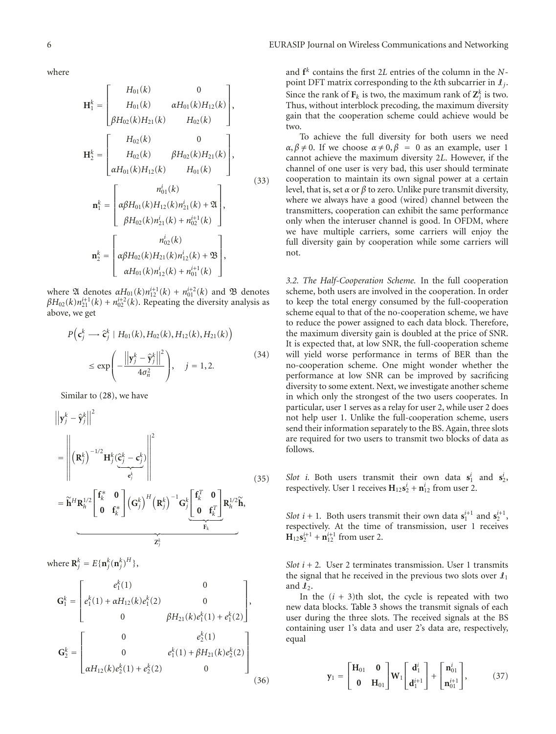where

$$
\mathbf{H}_1^k = \begin{bmatrix} H_{01}(k) & 0 \\ H_{01}(k) & \alpha H_{01}(k) H_{12}(k) \\ \beta H_{02}(k) H_{21}(k) & H_{02}(k) \end{bmatrix},
$$

$$
\mathbf{H}_2^k = \begin{bmatrix} H_{02}(k) & 0 \\ H_{02}(k) & \beta H_{02}(k) H_{21}(k) \\ \alpha H_{01}(k) H_{12}(k) & H_{01}(k) \end{bmatrix},
$$

$$
\mathbf{n}_1^k = \begin{bmatrix} n_{01}^i(k) \\ \alpha\beta H_{01}(k) H_{12}(k) n_{21}^i(k) + \mathfrak{A} \\ \beta H_{02}(k) n_{21}^i(k) + n_{02}^{i+1}(k) \end{bmatrix},
$$

$$
\mathbf{n}_2^k = \begin{bmatrix} n_{02}^i(k) \\ \alpha\beta H_{02}(k) H_{21}(k) n_{12}^i(k) + \mathfrak{B} \\ \alpha H_{01}(k) n_{12}^i(k) + n_{01}^{i+1}(k) \end{bmatrix}, \tag{33}
$$

where $\mathfrak{A}$ denotes $\alpha H_{01}(k) n_{12}^{i+1}(k) + n_{01}^{i+2}(k)$ and $\mathfrak{B}$ denotes $\beta H_{02}(k) n_{21}^{i+1}(k) + n_{02}^{i+2}(k)$. Repeating the diversity analysis as above, we get

$$
P\left(\mathbf{c}_j^k \longrightarrow \hat{\mathbf{c}}_j^k \mid H_{01}(k), H_{02}(k), H_{12}(k), H_{21}(k)\right) \leq \exp\left(-\frac{\left\|\mathbf{y}_j^k - \hat{\mathbf{y}}_j^k\right\|^2}{4\sigma_n^2}\right), \quad j = 1, 2. \tag{34}
$$

Similar to (28), we have

$$
\begin{aligned}
\left\|\mathbf{y}_j^k - \hat{\mathbf{y}}_j^k\right\|^2 &= \left\| \left(\mathbf{R}_j^k\right)^{-1/2} \mathbf{H}_j^k \underbrace{(\hat{\mathbf{c}}_j^k - \mathbf{c}_j^k)}_{\mathbf{e}_j^k} \right\|^2 \\
&= \underbrace{\tilde{\mathbf{h}}^H \mathbf{R}_h^{1/2} \begin{bmatrix} \mathbf{f}_k^* & \mathbf{0} \\ \mathbf{0} & \mathbf{f}_k^* \end{bmatrix} \left(\mathbf{G}_j^k\right)^H \left(\mathbf{R}_j^k\right)^{-1} \mathbf{G}_j^k \underbrace{\begin{bmatrix} \mathbf{f}_k^T & \mathbf{0} \\ \mathbf{0} & \mathbf{f}_k^T \end{bmatrix}}_{\mathbf{F}_k} \mathbf{R}_h^{1/2} \tilde{\mathbf{h}}}_{\mathbf{Z}_j^k},
\end{aligned} \tag{35}
$$

where $\mathbf{R}_j^k = E\{\mathbf{n}_j^k (\mathbf{n}_j^k)^H\}$,

$$
\mathbf{G}_1^k = \begin{bmatrix} e_1^k(1) & 0 \\ e_1^k(1) + \alpha H_{12}(k) e_1^k(2) & 0 \\ 0 & \beta H_{21}(k) e_1^k(1) + e_1^k(2) \end{bmatrix},
$$

$$
\mathbf{G}_2^k = \begin{bmatrix} 0 & e_2^k(1) \\ 0 & e_1^k(1) + \beta H_{21}(k) e_2^k(2) \\ \alpha H_{12}(k) e_2^k(1) + e_2^k(2) & 0 \end{bmatrix} \tag{36}
$$

and $\mathbf{f}^k$ contains the first $2L$ entries of the column in the $N$-point DFT matrix corresponding to the $k$th subcarrier in $\mathcal{I}_j$. Since the rank of $\mathbf{F}_k$ is two, the maximum rank of $\mathbf{Z}_j^k$ is two. Thus, without interblock precoding, the maximum diversity gain that the cooperation scheme could achieve would be two.

To achieve the full diversity for both users we need $\alpha, \beta \neq 0$. If we choose $\alpha \neq 0, \beta = 0$ as an example, user 1 cannot achieve the maximum diversity $2L$. However, if the channel of one user is very bad, this user should terminate cooperation to maintain its own signal power at a certain level, that is, set $\alpha$ or $\beta$ to zero. Unlike pure transmit diversity, where we always have a good (wired) channel between the transmitters, cooperation can exhibit the same performance only when the interuser channel is good. In OFDM, where we have multiple carriers, some carriers will enjoy the full diversity gain by cooperation while some carriers will not.

### 3.2. The Half-Cooperation Scheme.

In the full cooperation scheme, both users are involved in the cooperation. In order to keep the total energy consumed by the full-cooperation scheme equal to that of the no-cooperation scheme, we have to reduce the power assigned to each data block. Therefore, the maximum diversity gain is doubled at the price of SNR. It is expected that, at low SNR, the full-cooperation scheme will yield worse performance in terms of BER than the no-cooperation scheme. One might wonder whether the performance at low SNR can be improved by sacrificing diversity to some extent. Next, we investigate another scheme in which only the strongest of the two users cooperates. In particular, user 1 serves as a relay for user 2, while user 2 does not help user 1. Unlike the full-cooperation scheme, users send their information separately to the BS. Again, three slots are required for two users to transmit two blocks of data as follows.

*Slot i.* Both users transmit their own data $\mathbf{s}_1^i$ and $\mathbf{s}_2^i$, respectively. User 1 receives $\mathbf{H}_{12}\mathbf{s}_2^i + \mathbf{n}_{12}^i$ from user 2.

*Slot i + 1.* Both users transmit their own data $\mathbf{s}_1^{i+1}$ and $\mathbf{s}_2^{i+1}$, respectively. At the time of transmission, user 1 receives $\mathbf{H}_{12}\mathbf{s}_2^{i+1} + \mathbf{n}_{12}^{i+1}$ from user 2.

*Slot i + 2.* User 2 terminates transmission. User 1 transmits the signal that he received in the previous two slots over $\mathcal{I}_1$ and $\mathcal{I}_2$.

In the $(i + 3)$th slot, the cycle is repeated with two new data blocks. Table 3 shows the transmit signals of each user during the three slots. The received signals at the BS containing user 1's data and user 2's data are, respectively, equal

$$
\mathbf{y}_1 = \begin{bmatrix} \mathbf{H}_{01} & \mathbf{0} \\ \mathbf{0} & \mathbf{H}_{01} \end{bmatrix} \mathbf{W}_1 \begin{bmatrix} \mathbf{d}_1^i \\ \mathbf{d}_1^{i+1} \end{bmatrix} + \begin{bmatrix} \mathbf{n}_{01}^i \\ \mathbf{n}_{01}^{i+1} \end{bmatrix}, \tag{37}
$$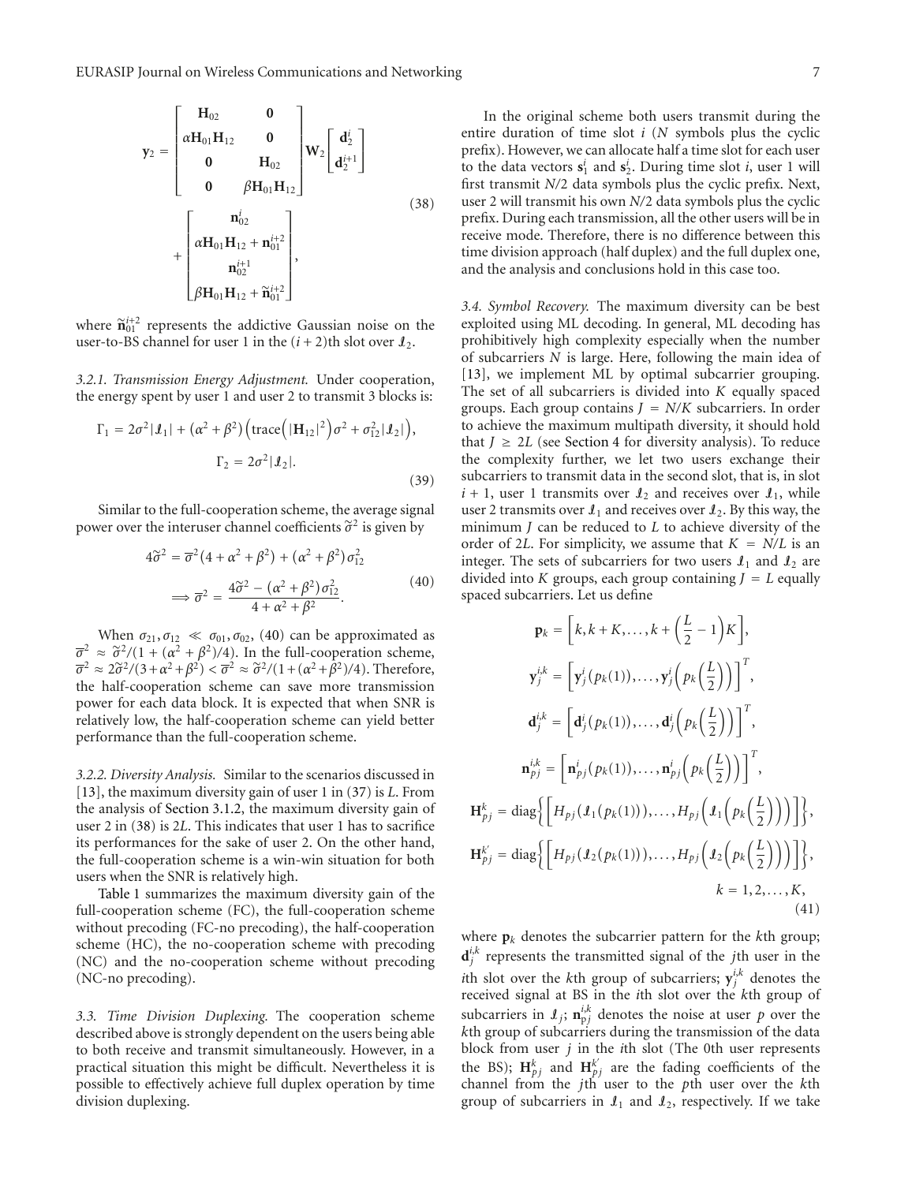$$
\mathbf{y}_2 = \begin{bmatrix} \mathbf{H}_{02} & \mathbf{0} \\ \alpha \mathbf{H}_{01}\mathbf{H}_{12} & \mathbf{0} \\ \mathbf{0} & \mathbf{H}_{02} \\ \mathbf{0} & \beta \mathbf{H}_{01}\mathbf{H}_{12} \end{bmatrix} \mathbf{W}_2 \begin{bmatrix} \mathbf{d}_2^i \\ \mathbf{d}_2^{i+1} \end{bmatrix} + \begin{bmatrix} \mathbf{n}_{02}^i \\ \alpha \mathbf{H}_{01}\mathbf{H}_{12} + \mathbf{n}_{01}^{i+2} \\ \mathbf{n}_{02}^{i+1} \\ \beta \mathbf{H}_{01}\mathbf{H}_{12} + \widetilde{\mathbf{n}}_{01}^{i+2} \end{bmatrix}, \tag{38}
$$

where $\widetilde{\mathbf{n}}_{01}^{i+2}$ represents the addictive Gaussian noise on the user-to-BS channel for user 1 in the $(i+2)$th slot over $\mathcal{I}_2$.

*3.2.1. Transmission Energy Adjustment.* Under cooperation, the energy spent by user 1 and user 2 to transmit 3 blocks is:

$$
\Gamma_1 = 2\sigma^2|\mathcal{I}_1| + (\alpha^2+\beta^2)\Big(\operatorname{trace}\Big(|\mathbf{H}_{12}|^2\Big)\sigma^2 + \sigma_{12}^2|\mathcal{I}_2|\Big),
$$
$$
\Gamma_2 = 2\sigma^2|\mathcal{I}_2|. \tag{39}
$$

Similar to the full-cooperation scheme, the average signal power over the interuser channel coefficients $\widetilde{\sigma}^2$ is given by

$$
4\widetilde{\sigma}^2 = \overline{\sigma}^2(4+\alpha^2+\beta^2) + (\alpha^2+\beta^2)\sigma_{12}^2
$$
$$
\Longrightarrow \overline{\sigma}^2 = \frac{4\widetilde{\sigma}^2 - (\alpha^2+\beta^2)\sigma_{12}^2}{4+\alpha^2+\beta^2}. \tag{40}
$$

When $\sigma_{21}, \sigma_{12} \ll \sigma_{01}, \sigma_{02}$, (40) can be approximated as $\overline{\sigma}^2 \approx \widetilde{\sigma}^2/(1+(\alpha^2+\beta^2)/4)$. In the full-cooperation scheme, $\overline{\sigma}^2 \approx 2\widetilde{\sigma}^2/(3+\alpha^2+\beta^2) < \overline{\sigma}^2 \approx \widetilde{\sigma}^2/(1+(\alpha^2+\beta^2)/4)$. Therefore, the half-cooperation scheme can save more transmission power for each data block. It is expected that when SNR is relatively low, the half-cooperation scheme can yield better performance than the full-cooperation scheme.

*3.2.2. Diversity Analysis.* Similar to the scenarios discussed in [13], the maximum diversity gain of user 1 in (37) is $L$. From the analysis of Section 3.1.2, the maximum diversity gain of user 2 in (38) is $2L$. This indicates that user 1 has to sacrifice its performances for the sake of user 2. On the other hand, the full-cooperation scheme is a win-win situation for both users when the SNR is relatively high.

Table 1 summarizes the maximum diversity gain of the full-cooperation scheme (FC), the full-cooperation scheme without precoding (FC-no precoding), the half-cooperation scheme (HC), the no-cooperation scheme with precoding (NC) and the no-cooperation scheme without precoding (NC-no precoding).

*3.3. Time Division Duplexing.* The cooperation scheme described above is strongly dependent on the users being able to both receive and transmit simultaneously. However, in a practical situation this might be difficult. Nevertheless it is possible to effectively achieve full duplex operation by time division duplexing.

In the original scheme both users transmit during the entire duration of time slot $i$ ($N$ symbols plus the cyclic prefix). However, we can allocate half a time slot for each user to the data vectors $\mathbf{s}_1^i$ and $\mathbf{s}_2^i$. During time slot $i$, user 1 will first transmit $N/2$ data symbols plus the cyclic prefix. Next, user 2 will transmit his own $N/2$ data symbols plus the cyclic prefix. During each transmission, all the other users will be in receive mode. Therefore, there is no difference between this time division approach (half duplex) and the full duplex one, and the analysis and conclusions hold in this case too.

*3.4. Symbol Recovery.* The maximum diversity can be best exploited using ML decoding. In general, ML decoding has prohibitively high complexity especially when the number of subcarriers $N$ is large. Here, following the main idea of [13], we implement ML by optimal subcarrier grouping. The set of all subcarriers is divided into $K$ equally spaced groups. Each group contains $J = N/K$ subcarriers. In order to achieve the maximum multipath diversity, it should hold that $J \geq 2L$ (see Section 4 for diversity analysis). To reduce the complexity further, we let two users exchange their subcarriers to transmit data in the second slot, that is, in slot $i+1$, user 1 transmits over $\mathcal{I}_2$ and receives over $\mathcal{I}_1$, while user 2 transmits over $\mathcal{I}_1$ and receives over $\mathcal{I}_2$. By this way, the minimum $J$ can be reduced to $L$ to achieve diversity of the order of $2L$. For simplicity, we assume that $K = N/L$ is an integer. The sets of subcarriers for two users $\mathcal{I}_1$ and $\mathcal{I}_2$ are divided into $K$ groups, each group containing $J = L$ equally spaced subcarriers. Let us define

$$
\mathbf{p}_k = \Big[k, k+K, \ldots, k+\Big(\frac{L}{2}-1\Big)K\Big],
$$
$$
\mathbf{y}_j^{i,k} = \Big[\mathbf{y}_j^i(p_k(1)), \ldots, \mathbf{y}_j^i\Big(p_k\Big(\frac{L}{2}\Big)\Big)\Big]^T,
$$
$$
\mathbf{d}_j^{i,k} = \Big[\mathbf{d}_j^i(p_k(1)), \ldots, \mathbf{d}_j^i\Big(p_k\Big(\frac{L}{2}\Big)\Big)\Big]^T,
$$
$$
\mathbf{n}_{pj}^{i,k} = \Big[\mathbf{n}_{pj}^i(p_k(1)), \ldots, \mathbf{n}_{pj}^i\Big(p_k\Big(\frac{L}{2}\Big)\Big)\Big]^T,
$$
$$
\mathbf{H}_{pj}^k = \operatorname{diag}\Big\{\Big[H_{pj}(\mathcal{I}_1(p_k(1))), \ldots, H_{pj}\Big(\mathcal{I}_1\Big(p_k\Big(\frac{L}{2}\Big)\Big)\Big)\Big]\Big\},
$$
$$
\mathbf{H}_{pj}^{k'} = \operatorname{diag}\Big\{\Big[H_{pj}(\mathcal{I}_2(p_k(1))), \ldots, H_{pj}\Big(\mathcal{I}_2\Big(p_k\Big(\frac{L}{2}\Big)\Big)\Big)\Big]\Big\},
$$
$$
k = 1, 2, \ldots, K, \tag{41}
$$

where $\mathbf{p}_k$ denotes the subcarrier pattern for the $k$th group; $\mathbf{d}_j^{i,k}$ represents the transmitted signal of the $j$th user in the $i$th slot over the $k$th group of subcarriers; $\mathbf{y}_j^{i,k}$ denotes the received signal at BS in the $i$th slot over the $k$th group of subcarriers in $\mathcal{I}_j$; $\mathbf{n}_{pj}^{i,k}$ denotes the noise at user $p$ over the $k$th group of subcarriers during the transmission of the data block from user $j$ in the $i$th slot (The 0th user represents the BS); $\mathbf{H}_{pj}^k$ and $\mathbf{H}_{pj}^{k'}$ are the fading coefficients of the channel from the $j$th user to the $p$th user over the $k$th group of subcarriers in $\mathcal{I}_1$ and $\mathcal{I}_2$, respectively. If we take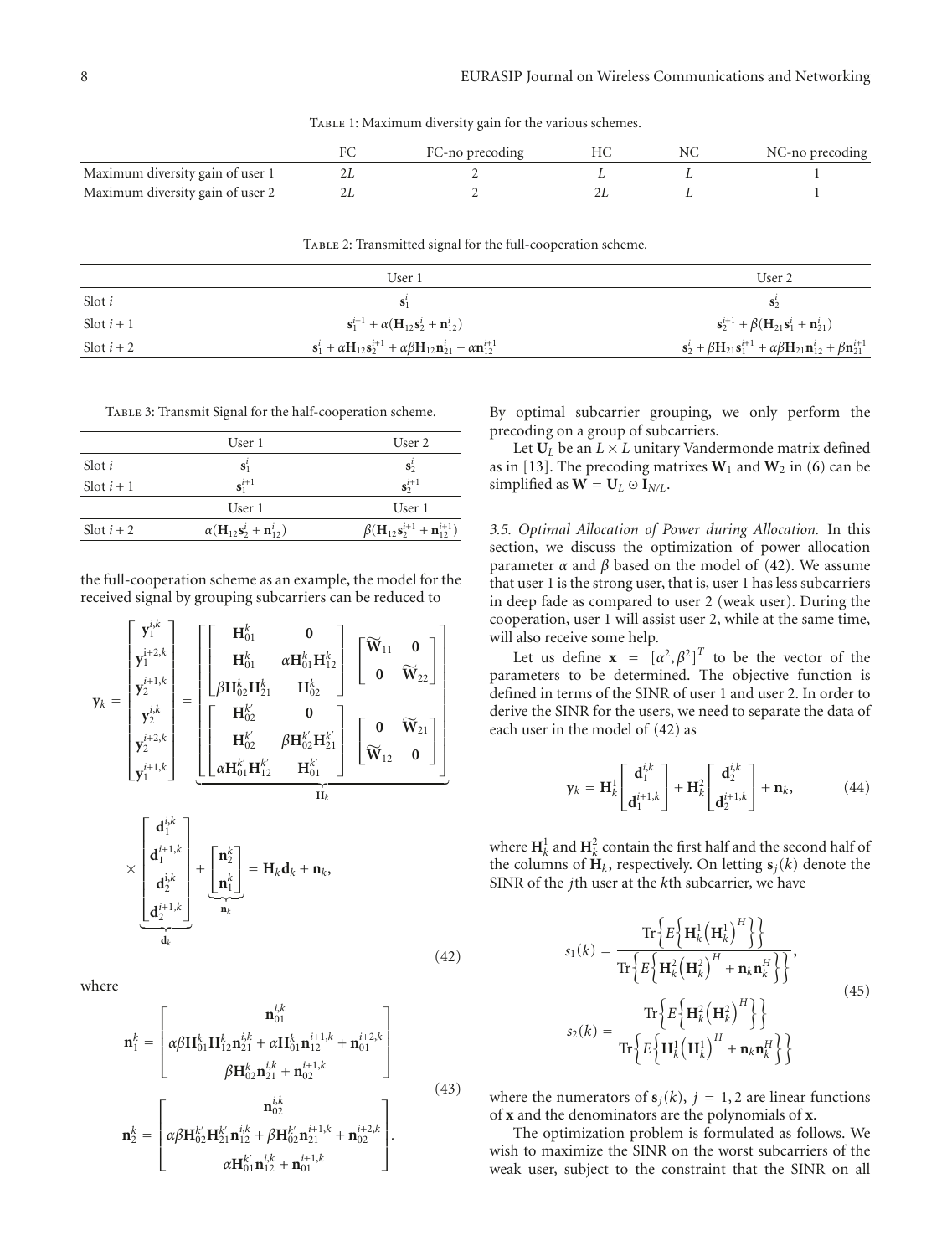Table 1: Maximum diversity gain for the various schemes.

| | FC | FC-no precoding | HC | NC | NC-no precoding |
|---|---|---|---|---|---|
| Maximum diversity gain of user 1 | $2L$ | 2 | $L$ | $L$ | 1 |
| Maximum diversity gain of user 2 | $2L$ | 2 | $2L$ | $L$ | 1 |

Table 2: Transmitted signal for the full-cooperation scheme.

| | User 1 | User 2 |
|---|---|---|
| Slot $i$ | $\mathbf{s}_1^i$ | $\mathbf{s}_2^i$ |
| Slot $i+1$ | $\mathbf{s}_1^{i+1} + \alpha(\mathbf{H}_{12}\mathbf{s}_2^i + \mathbf{n}_{12}^i)$ | $\mathbf{s}_2^{i+1} + \beta(\mathbf{H}_{21}\mathbf{s}_1^i + \mathbf{n}_{21}^i)$ |
| Slot $i+2$ | $\mathbf{s}_1^i + \alpha\mathbf{H}_{12}\mathbf{s}_2^{i+1} + \alpha\beta\mathbf{H}_{12}\mathbf{n}_{21}^i + \alpha\mathbf{n}_{12}^{i+1}$ | $\mathbf{s}_2^i + \beta\mathbf{H}_{21}\mathbf{s}_1^{i+1} + \alpha\beta\mathbf{H}_{21}\mathbf{n}_{12}^i + \beta\mathbf{n}_{21}^{i+1}$ |

Table 3: Transmit Signal for the half-cooperation scheme.

| | User 1 | User 2 |
|---|---|---|
| Slot $i$ | $\mathbf{s}_1^i$ | $\mathbf{s}_2^i$ |
| Slot $i+1$ | $\mathbf{s}_1^{i+1}$ | $\mathbf{s}_2^{i+1}$ |
| | User 1 | User 1 |
| Slot $i+2$ | $\alpha(\mathbf{H}_{12}\mathbf{s}_2^i + \mathbf{n}_{12}^i)$ | $\beta(\mathbf{H}_{12}\mathbf{s}_2^{i+1} + \mathbf{n}_{12}^{i+1})$ |

the full-cooperation scheme as an example, the model for the received signal by grouping subcarriers can be reduced to

$$\mathbf{y}_k = \begin{bmatrix} \mathbf{y}_1^{i,k} \\ \mathbf{y}_1^{i+2,k} \\ \mathbf{y}_2^{i+1,k} \\ \mathbf{y}_2^{i,k} \\ \mathbf{y}_2^{i+2,k} \\ \mathbf{y}_1^{i+1,k} \end{bmatrix} = \underbrace{\begin{bmatrix} \begin{bmatrix} \mathbf{H}_{01}^k & \mathbf{0} \\ \mathbf{H}_{01}^k & \alpha\mathbf{H}_{01}^k\mathbf{H}_{12}^k \\ \beta\mathbf{H}_{02}^k\mathbf{H}_{21}^k & \mathbf{H}_{02}^k \end{bmatrix} \begin{bmatrix} \widetilde{\mathbf{W}}_{11} & \mathbf{0} \\ \mathbf{0} & \widetilde{\mathbf{W}}_{22} \end{bmatrix} \\ \begin{bmatrix} \mathbf{H}_{02}^{k'} & \mathbf{0} \\ \mathbf{H}_{02}^{k'} & \beta\mathbf{H}_{02}^{k'}\mathbf{H}_{21}^{k'} \\ \alpha\mathbf{H}_{01}^{k'}\mathbf{H}_{12}^{k'} & \mathbf{H}_{01}^{k'} \end{bmatrix} \begin{bmatrix} \mathbf{0} & \widetilde{\mathbf{W}}_{21} \\ \widetilde{\mathbf{W}}_{12} & \mathbf{0} \end{bmatrix} \end{bmatrix}}_{\mathbf{H}_k} \times \underbrace{\begin{bmatrix} \mathbf{d}_1^{i,k} \\ \mathbf{d}_1^{i+1,k} \\ \mathbf{d}_2^{i,k} \\ \mathbf{d}_2^{i+1,k} \end{bmatrix}}_{\mathbf{d}_k} + \underbrace{\begin{bmatrix} \mathbf{n}_2^k \\ \mathbf{n}_1^k \end{bmatrix}}_{\mathbf{n}_k} = \mathbf{H}_k\mathbf{d}_k + \mathbf{n}_k, \tag{42}$$

where

$$\mathbf{n}_1^k = \begin{bmatrix} \mathbf{n}_{01}^{i,k} \\ \alpha\beta\mathbf{H}_{01}^k\mathbf{H}_{12}^k\mathbf{n}_{21}^{i,k} + \alpha\mathbf{H}_{01}^k\mathbf{n}_{12}^{i+1,k} + \mathbf{n}_{01}^{i+2,k} \\ \beta\mathbf{H}_{02}^k\mathbf{n}_{21}^{i,k} + \mathbf{n}_{02}^{i+1,k} \end{bmatrix}$$
$$\mathbf{n}_2^k = \begin{bmatrix} \mathbf{n}_{02}^{i,k} \\ \alpha\beta\mathbf{H}_{02}^{k'}\mathbf{H}_{21}^{k'}\mathbf{n}_{12}^{i,k} + \beta\mathbf{H}_{02}^{k'}\mathbf{n}_{21}^{i+1,k} + \mathbf{n}_{02}^{i+2,k} \\ \alpha\mathbf{H}_{01}^{k'}\mathbf{n}_{12}^{i,k} + \mathbf{n}_{01}^{i+1,k} \end{bmatrix}. \tag{43}$$

By optimal subcarrier grouping, we only perform the precoding on a group of subcarriers.

Let $\mathbf{U}_L$ be an $L \times L$ unitary Vandermonde matrix defined as in [13]. The precoding matrixes $\mathbf{W}_1$ and $\mathbf{W}_2$ in (6) can be simplified as $\mathbf{W} = \mathbf{U}_L \odot \mathbf{I}_{N/L}$.

*3.5. Optimal Allocation of Power during Allocation.* In this section, we discuss the optimization of power allocation parameter $\alpha$ and $\beta$ based on the model of (42). We assume that user 1 is the strong user, that is, user 1 has less subcarriers in deep fade as compared to user 2 (weak user). During the cooperation, user 1 will assist user 2, while at the same time, will also receive some help.

Let us define $\mathbf{x} = [\alpha^2, \beta^2]^T$ to be the vector of the parameters to be determined. The objective function is defined in terms of the SINR of user 1 and user 2. In order to derive the SINR for the users, we need to separate the data of each user in the model of (42) as

$$\mathbf{y}_k = \mathbf{H}_k^1 \begin{bmatrix} \mathbf{d}_1^{i,k} \\ \mathbf{d}_1^{i+1,k} \end{bmatrix} + \mathbf{H}_k^2 \begin{bmatrix} \mathbf{d}_2^{i,k} \\ \mathbf{d}_2^{i+1,k} \end{bmatrix} + \mathbf{n}_k, \tag{44}$$

where $\mathbf{H}_k^1$ and $\mathbf{H}_k^2$ contain the first half and the second half of the columns of $\mathbf{H}_k$, respectively. On letting $\mathbf{s}_j(k)$ denote the SINR of the $j$th user at the $k$th subcarrier, we have

$$s_1(k) = \frac{\operatorname{Tr}\left\{E\left\{\mathbf{H}_k^1\left(\mathbf{H}_k^1\right)^H\right\}\right\}}{\operatorname{Tr}\left\{E\left\{\mathbf{H}_k^2\left(\mathbf{H}_k^2\right)^H + \mathbf{n}_k\mathbf{n}_k^H\right\}\right\}},$$
$$s_2(k) = \frac{\operatorname{Tr}\left\{E\left\{\mathbf{H}_k^2\left(\mathbf{H}_k^2\right)^H\right\}\right\}}{\operatorname{Tr}\left\{E\left\{\mathbf{H}_k^1\left(\mathbf{H}_k^1\right)^H + \mathbf{n}_k\mathbf{n}_k^H\right\}\right\}} \tag{45}$$

where the numerators of $\mathbf{s}_j(k)$, $j = 1, 2$ are linear functions of $\mathbf{x}$ and the denominators are the polynomials of $\mathbf{x}$.

The optimization problem is formulated as follows. We wish to maximize the SINR on the worst subcarriers of the weak user, subject to the constraint that the SINR on all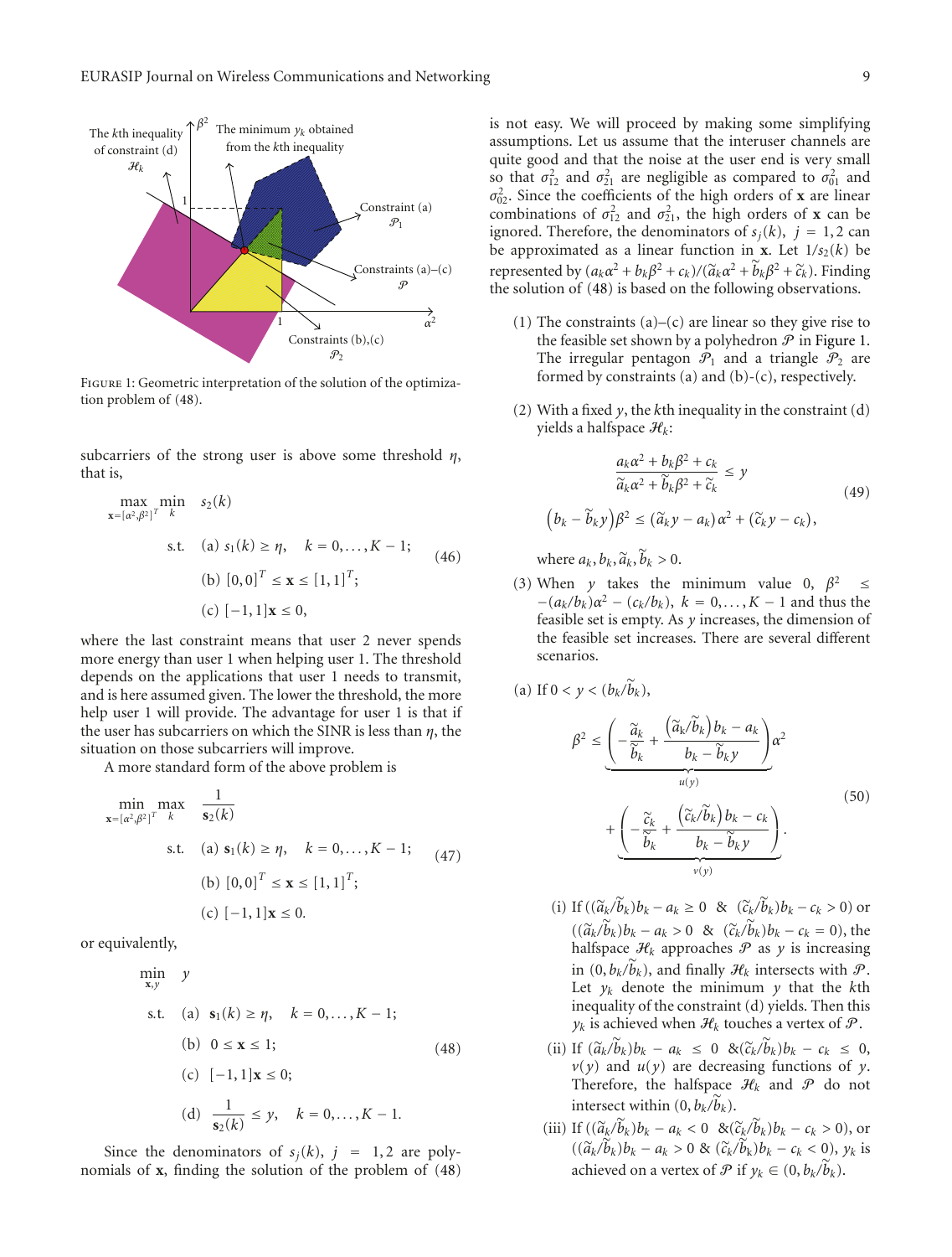FIGURE 1: Geometric interpretation of the solution of the optimization problem of (48).

subcarriers of the strong user is above some threshold $\eta$, that is,

$$\begin{aligned}
\max_{\mathbf{x}=[\alpha^2,\beta^2]^T} \min_{k} \quad & s_2(k) \\
\text{s.t.} \quad & \text{(a) } s_1(k) \geq \eta, \quad k = 0, \dots, K-1; \\
& \text{(b) } [0,0]^T \leq \mathbf{x} \leq [1,1]^T; \\
& \text{(c) } [-1,1]\mathbf{x} \leq 0,
\end{aligned} \tag{46}$$

where the last constraint means that user 2 never spends more energy than user 1 when helping user 1. The threshold depends on the applications that user 1 needs to transmit, and is here assumed given. The lower the threshold, the more help user 1 will provide. The advantage for user 1 is that if the user has subcarriers on which the SINR is less than $\eta$, the situation on those subcarriers will improve.

A more standard form of the above problem is

$$\begin{aligned}
\min_{\mathbf{x}=[\alpha^2,\beta^2]^T} \max_{k} \quad & \frac{1}{\mathbf{s}_2(k)} \\
\text{s.t.} \quad & \text{(a) } \mathbf{s}_1(k) \geq \eta, \quad k = 0, \dots, K-1; \\
& \text{(b) } [0,0]^T \leq \mathbf{x} \leq [1,1]^T; \\
& \text{(c) } [-1,1]\mathbf{x} \leq 0.
\end{aligned} \tag{47}$$

or equivalently,

$$\begin{aligned}
\min_{\mathbf{x},y} \quad & y \\
\text{s.t.} \quad & \text{(a) } \mathbf{s}_1(k) \geq \eta, \quad k = 0, \dots, K-1; \\
& \text{(b) } 0 \leq \mathbf{x} \leq 1; \\
& \text{(c) } [-1,1]\mathbf{x} \leq 0; \\
& \text{(d) } \frac{1}{\mathbf{s}_2(k)} \leq y, \quad k = 0, \dots, K-1.
\end{aligned} \tag{48}$$

Since the denominators of $s_j(k)$, $j = 1,2$ are polynomials of $\mathbf{x}$, finding the solution of the problem of (48) is not easy. We will proceed by making some simplifying assumptions. Let us assume that the interuser channels are quite good and that the noise at the user end is very small so that $\sigma_{12}^2$ and $\sigma_{21}^2$ are negligible as compared to $\sigma_{01}^2$ and $\sigma_{02}^2$. Since the coefficients of the high orders of $\mathbf{x}$ are linear combinations of $\sigma_{12}^2$ and $\sigma_{21}^2$, the high orders of $\mathbf{x}$ can be ignored. Therefore, the denominators of $s_j(k)$, $j = 1,2$ can be approximated as a linear function in $\mathbf{x}$. Let $1/s_2(k)$ be represented by $(a_k\alpha^2 + b_k\beta^2 + c_k)/(\tilde{a}_k\alpha^2 + \tilde{b}_k\beta^2 + \tilde{c}_k)$. Finding the solution of (48) is based on the following observations.

(1) The constraints (a)–(c) are linear so they give rise to the feasible set shown by a polyhedron $\mathcal{P}$ in Figure 1. The irregular pentagon $\mathcal{P}_1$ and a triangle $\mathcal{P}_2$ are formed by constraints (a) and (b)-(c), respectively.

(2) With a fixed $y$, the $k$th inequality in the constraint (d) yields a halfspace $\mathcal{H}_k$:

$$\begin{gathered}
\frac{a_k\alpha^2 + b_k\beta^2 + c_k}{\tilde{a}_k\alpha^2 + \tilde{b}_k\beta^2 + \tilde{c}_k} \leq y \\
\left(b_k - \tilde{b}_k y\right)\beta^2 \leq (\tilde{a}_k y - a_k)\alpha^2 + (\tilde{c}_k y - c_k),
\end{gathered} \tag{49}$$

where $a_k, b_k, \tilde{a}_k, \tilde{b}_k > 0$.

(3) When $y$ takes the minimum value 0, $\beta^2 \leq -(a_k/b_k)\alpha^2 - (c_k/b_k)$, $k = 0, \dots, K-1$ and thus the feasible set is empty. As $y$ increases, the dimension of the feasible set increases. There are several different scenarios.

(a) If $0 < y < (b_k/\tilde{b}_k)$,

$$\begin{aligned}
\beta^2 \leq & \underbrace{\left(-\frac{\tilde{a}_k}{\tilde{b}_k} + \frac{\left(\tilde{a}_k/\tilde{b}_k\right)b_k - a_k}{b_k - \tilde{b}_k y}\right)}_{u(y)}\alpha^2 \\
& + \underbrace{\left(-\frac{\tilde{c}_k}{\tilde{b}_k} + \frac{\left(\tilde{c}_k/\tilde{b}_k\right)b_k - c_k}{b_k - \tilde{b}_k y}\right)}_{v(y)}.
\end{aligned} \tag{50}$$

(i) If $((\tilde{a}_k/\tilde{b}_k)b_k - a_k \geq 0 \;\;\&\;\; (\tilde{c}_k/\tilde{b}_k)b_k - c_k > 0)$ or $((\tilde{a}_k/\tilde{b}_k)b_k - a_k > 0 \;\;\&\;\; (\tilde{c}_k/\tilde{b}_k)b_k - c_k = 0)$, the halfspace $\mathcal{H}_k$ approaches $\mathcal{P}$ as $y$ is increasing in $(0, b_k/\tilde{b}_k)$, and finally $\mathcal{H}_k$ intersects with $\mathcal{P}$. Let $y_k$ denote the minimum $y$ that the $k$th inequality of the constraint (d) yields. Then this $y_k$ is achieved when $\mathcal{H}_k$ touches a vertex of $\mathcal{P}$.

(ii) If $(\tilde{a}_k/\tilde{b}_k)b_k - a_k \leq 0 \;\;\&(\tilde{c}_k/\tilde{b}_k)b_k - c_k \leq 0$, $v(y)$ and $u(y)$ are decreasing functions of $y$. Therefore, the halfspace $\mathcal{H}_k$ and $\mathcal{P}$ do not intersect within $(0, b_k/\tilde{b}_k)$.

(iii) If $((\tilde{a}_k/\tilde{b}_k)b_k - a_k < 0 \;\;\&(\tilde{c}_k/\tilde{b}_k)b_k - c_k > 0)$, or $((\tilde{a}_k/\tilde{b}_k)b_k - a_k > 0 \;\&\; (\tilde{c}_k/\tilde{b}_k)b_k - c_k < 0)$, $y_k$ is achieved on a vertex of $\mathcal{P}$ if $y_k \in (0, b_k/\tilde{b}_k)$.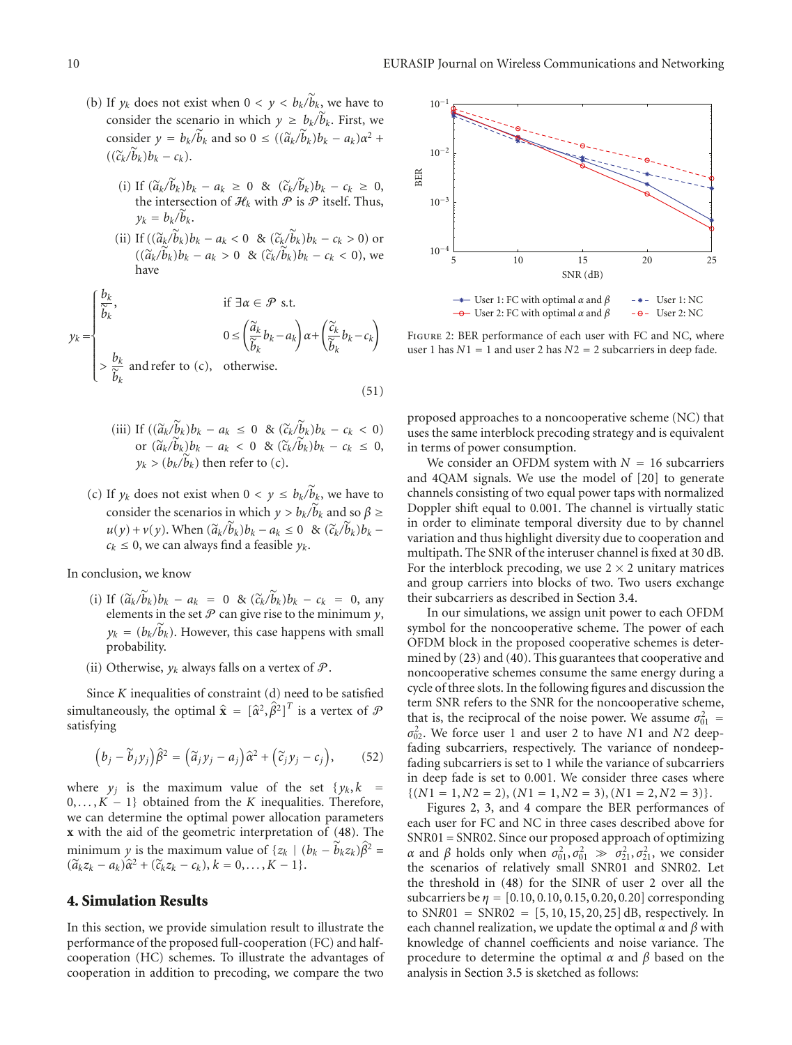(b) If $y_k$ does not exist when $0 < y < b_k/\widetilde{b}_k$, we have to consider the scenario in which $y \geq b_k/\widetilde{b}_k$. First, we consider $y = b_k/\widetilde{b}_k$ and so $0 \leq ((\widetilde{a}_k/\widetilde{b}_k)b_k - a_k)\alpha^2 + ((\widetilde{c}_k/\widetilde{b}_k)b_k - c_k)$.

(i) If $(\widetilde{a}_k/\widetilde{b}_k)b_k - a_k \geq 0$ & $(\widetilde{c}_k/\widetilde{b}_k)b_k - c_k \geq 0$, the intersection of $\mathcal{H}_k$ with $\mathcal{P}$ is $\mathcal{P}$ itself. Thus, $y_k = b_k/\widetilde{b}_k$.

(ii) If $((\widetilde{a}_k/\widetilde{b}_k)b_k - a_k < 0$ & $(\widetilde{c}_k/\widetilde{b}_k)b_k - c_k > 0)$ or $((\widetilde{a}_k/\widetilde{b}_k)b_k - a_k > 0$ & $(\widetilde{c}_k/\widetilde{b}_k)b_k - c_k < 0)$, we have

$$y_k = \begin{cases} \dfrac{b_k}{\widetilde{b}_k}, & \text{if } \exists \alpha \in \mathcal{P} \text{ s.t.} \\ & 0 \leq \left(\dfrac{\widetilde{a}_k}{\widetilde{b}_k} b_k - a_k\right)\alpha + \left(\dfrac{\widetilde{c}_k}{\widetilde{b}_k} b_k - c_k\right) \\ > \dfrac{b_k}{\widetilde{b}_k} \text{ and refer to (c)}, & \text{otherwise.} \end{cases} \tag{51}$$

(iii) If $((\widetilde{a}_k/\widetilde{b}_k)b_k - a_k \leq 0$ & $(\widetilde{c}_k/\widetilde{b}_k)b_k - c_k < 0)$ or $(\widetilde{a}_k/\widetilde{b}_k)b_k - a_k < 0$ & $(\widetilde{c}_k/\widetilde{b}_k)b_k - c_k \leq 0$, $y_k > (b_k/\widetilde{b}_k)$ then refer to (c).

(c) If $y_k$ does not exist when $0 < y \leq b_k/\widetilde{b}_k$, we have to consider the scenarios in which $y > b_k/\widetilde{b}_k$ and so $\beta \geq u(y) + v(y)$. When $(\widetilde{a}_k/\widetilde{b}_k)b_k - a_k \leq 0$ & $(\widetilde{c}_k/\widetilde{b}_k)b_k - c_k \leq 0$, we can always find a feasible $y_k$.

In conclusion, we know

(i) If $(\widetilde{a}_k/\widetilde{b}_k)b_k - a_k = 0$ & $(\widetilde{c}_k/\widetilde{b}_k)b_k - c_k = 0$, any elements in the set $\mathcal{P}$ can give rise to the minimum $y$, $y_k = (b_k/\widetilde{b}_k)$. However, this case happens with small probability.

(ii) Otherwise, $y_k$ always falls on a vertex of $\mathcal{P}$.

Since $K$ inequalities of constraint (d) need to be satisfied simultaneously, the optimal $\hat{\mathbf{x}} = [\hat{\alpha}^2, \hat{\beta}^2]^T$ is a vertex of $\mathcal{P}$ satisfying

$$\left(b_j - \widetilde{b}_j y_j\right)\hat{\beta}^2 = \left(\widetilde{a}_j y_j - a_j\right)\hat{\alpha}^2 + \left(\widetilde{c}_j y_j - c_j\right), \tag{52}$$

where $y_j$ is the maximum value of the set $\{y_k, k = 0, \ldots, K-1\}$ obtained from the $K$ inequalities. Therefore, we can determine the optimal power allocation parameters $\mathbf{x}$ with the aid of the geometric interpretation of (48). The minimum $y$ is the maximum value of $\{z_k \mid (b_k - \widetilde{b}_k z_k)\hat{\beta}^2 = (\widetilde{a}_k z_k - a_k)\hat{\alpha}^2 + (\widetilde{c}_k z_k - c_k), k = 0, \ldots, K-1\}$.

## 4. Simulation Results

In this section, we provide simulation result to illustrate the performance of the proposed full-cooperation (FC) and half-cooperation (HC) schemes. To illustrate the advantages of cooperation in addition to precoding, we compare the two proposed approaches to a noncooperative scheme (NC) that uses the same interblock precoding strategy and is equivalent in terms of power consumption.

We consider an OFDM system with $N = 16$ subcarriers and 4QAM signals. We use the model of [20] to generate channels consisting of two equal power taps with normalized Doppler shift equal to 0.001. The channel is virtually static in order to eliminate temporal diversity due to by channel variation and thus highlight diversity due to cooperation and multipath. The SNR of the interuser channel is fixed at 30 dB. For the interblock precoding, we use $2 \times 2$ unitary matrices and group carriers into blocks of two. Two users exchange their subcarriers as described in Section 3.4.

In our simulations, we assign unit power to each OFDM symbol for the noncooperative scheme. The power of each OFDM block in the proposed cooperative schemes is determined by (23) and (40). This guarantees that cooperative and noncooperative schemes consume the same energy during a cycle of three slots. In the following figures and discussion the term SNR refers to the SNR for the noncooperative scheme, that is, the reciprocal of the noise power. We assume $\sigma_{01}^2 = \sigma_{02}^2$. We force user 1 and user 2 to have $N1$ and $N2$ deep-fading subcarriers, respectively. The variance of nondeep-fading subcarriers is set to 1 while the variance of subcarriers in deep fade is set to 0.001. We consider three cases where $\{(N1 = 1, N2 = 2), (N1 = 1, N2 = 3), (N1 = 2, N2 = 3)\}$.

Figures 2, 3, and 4 compare the BER performances of each user for FC and NC in three cases described above for SNR01 = SNR02. Since our proposed approach of optimizing $\alpha$ and $\beta$ holds only when $\sigma_{01}^2, \sigma_{01}^2 \gg \sigma_{21}^2, \sigma_{21}^2$, we consider the scenarios of relatively small SNR01 and SNR02. Let the threshold in (48) for the SINR of user 2 over all the subcarriers be $\eta = [0.10, 0.10, 0.15, 0.20, 0.20]$ corresponding to SNR01 = SNR02 = $[5, 10, 15, 20, 25]$ dB, respectively. In each channel realization, we update the optimal $\alpha$ and $\beta$ with knowledge of channel coefficients and noise variance. The procedure to determine the optimal $\alpha$ and $\beta$ based on the analysis in Section 3.5 is sketched as follows:

Figure 2: BER performance of each user with FC and NC, where user 1 has $N1 = 1$ and user 2 has $N2 = 2$ subcarriers in deep fade.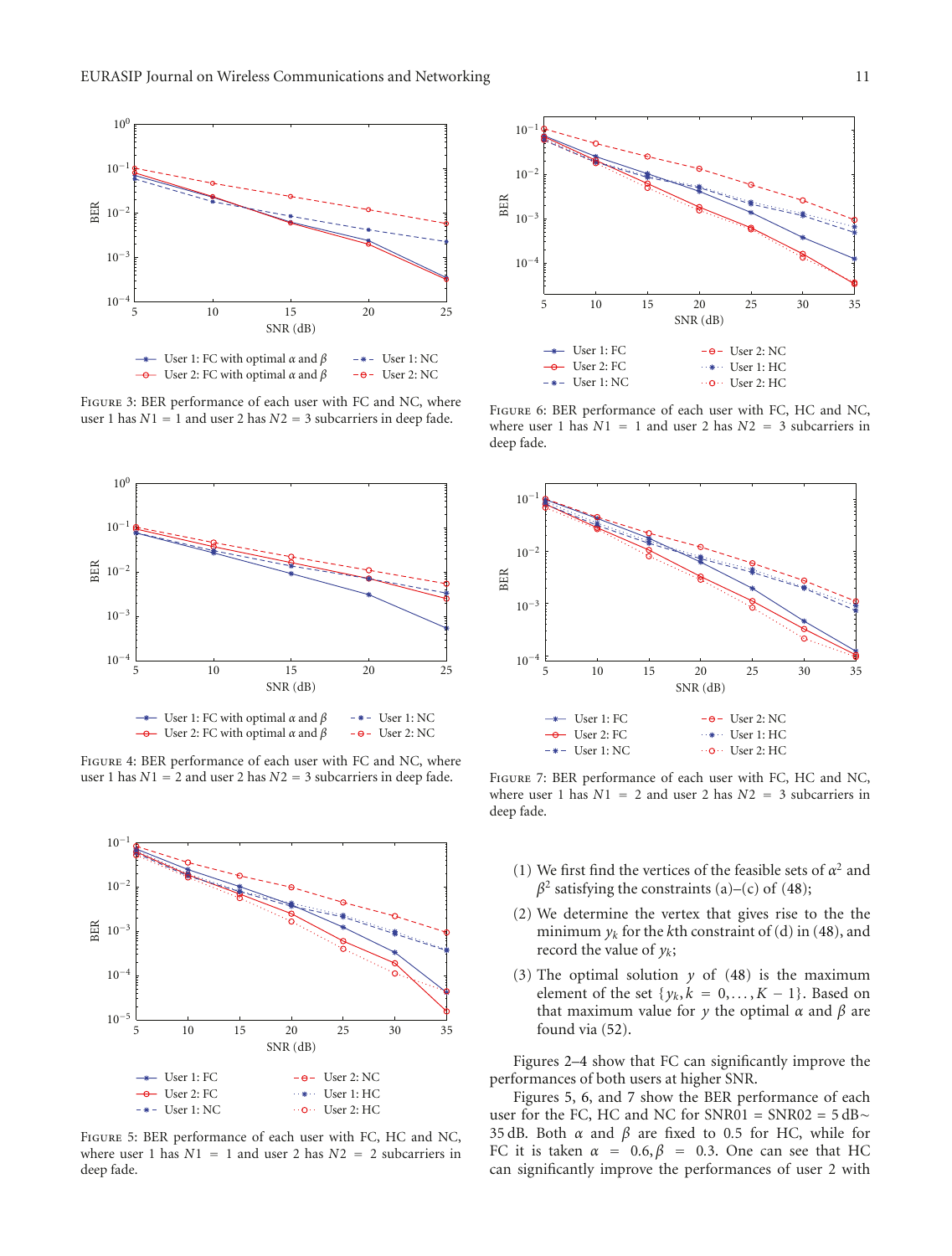Figure 3: BER performance of each user with FC and NC, where user 1 has $N1 = 1$ and user 2 has $N2 = 3$ subcarriers in deep fade.

Figure 4: BER performance of each user with FC and NC, where user 1 has $N1 = 2$ and user 2 has $N2 = 3$ subcarriers in deep fade.

Figure 5: BER performance of each user with FC, HC and NC, where user 1 has $N1 = 1$ and user 2 has $N2 = 2$ subcarriers in deep fade.

Figure 6: BER performance of each user with FC, HC and NC, where user 1 has $N1 = 1$ and user 2 has $N2 = 3$ subcarriers in deep fade.

Figure 7: BER performance of each user with FC, HC and NC, where user 1 has $N1 = 2$ and user 2 has $N2 = 3$ subcarriers in deep fade.

(1) We first find the vertices of the feasible sets of $\alpha^2$ and $\beta^2$ satisfying the constraints (a)–(c) of (48);

(2) We determine the vertex that gives rise to the the minimum $y_k$ for the $k$th constraint of (d) in (48), and record the value of $y_k$;

(3) The optimal solution $y$ of (48) is the maximum element of the set $\{y_k, k = 0, \ldots, K-1\}$. Based on that maximum value for $y$ the optimal $\alpha$ and $\beta$ are found via (52).

Figures 2–4 show that FC can significantly improve the performances of both users at higher SNR.

Figures 5, 6, and 7 show the BER performance of each user for the FC, HC and NC for SNR01 = SNR02 = 5 dB$\sim$35 dB. Both $\alpha$ and $\beta$ are fixed to 0.5 for HC, while for FC it is taken $\alpha = 0.6, \beta = 0.3$. One can see that HC can significantly improve the performances of user 2 with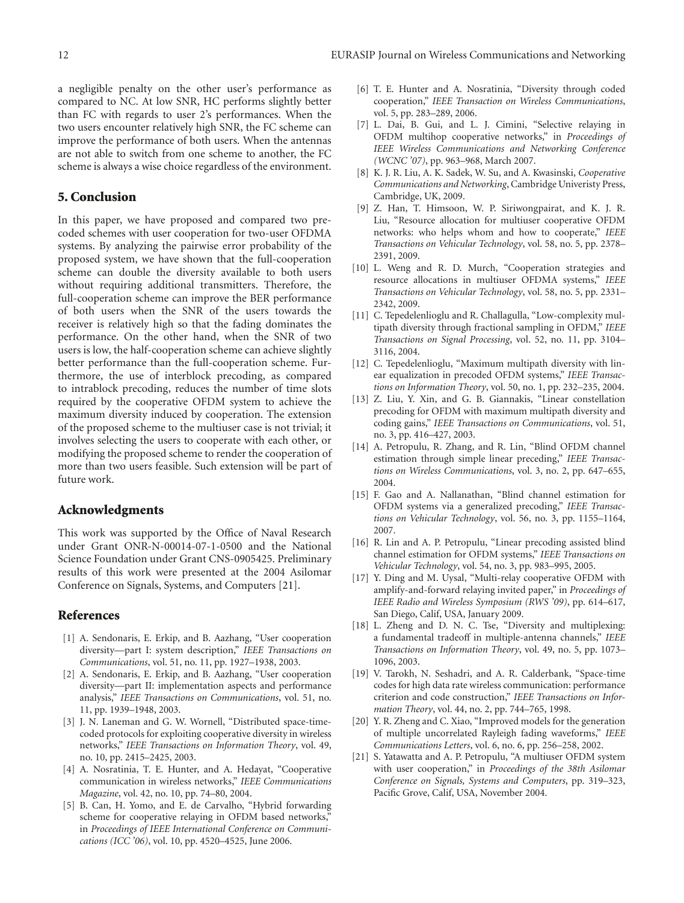a negligible penalty on the other user's performance as compared to NC. At low SNR, HC performs slightly better than FC with regards to user 2's performances. When the two users encounter relatively high SNR, the FC scheme can improve the performance of both users. When the antennas are not able to switch from one scheme to another, the FC scheme is always a wise choice regardless of the environment.

## 5. Conclusion

In this paper, we have proposed and compared two precoded schemes with user cooperation for two-user OFDMA systems. By analyzing the pairwise error probability of the proposed system, we have shown that the full-cooperation scheme can double the diversity available to both users without requiring additional transmitters. Therefore, the full-cooperation scheme can improve the BER performance of both users when the SNR of the users towards the receiver is relatively high so that the fading dominates the performance. On the other hand, when the SNR of two users is low, the half-cooperation scheme can achieve slightly better performance than the full-cooperation scheme. Furthermore, the use of interblock precoding, as compared to intrablock precoding, reduces the number of time slots required by the cooperative OFDM system to achieve the maximum diversity induced by cooperation. The extension of the proposed scheme to the multiuser case is not trivial; it involves selecting the users to cooperate with each other, or modifying the proposed scheme to render the cooperation of more than two users feasible. Such extension will be part of future work.

## Acknowledgments

This work was supported by the Office of Naval Research under Grant ONR-N-00014-07-1-0500 and the National Science Foundation under Grant CNS-0905425. Preliminary results of this work were presented at the 2004 Asilomar Conference on Signals, Systems, and Computers [21].

## References

[1] A. Sendonaris, E. Erkip, and B. Aazhang, "User cooperation diversity—part I: system description," *IEEE Transactions on Communications*, vol. 51, no. 11, pp. 1927–1938, 2003.

[2] A. Sendonaris, E. Erkip, and B. Aazhang, "User cooperation diversity—part II: implementation aspects and performance analysis," *IEEE Transactions on Communications*, vol. 51, no. 11, pp. 1939–1948, 2003.

[3] J. N. Laneman and G. W. Wornell, "Distributed space-time-coded protocols for exploiting cooperative diversity in wireless networks," *IEEE Transactions on Information Theory*, vol. 49, no. 10, pp. 2415–2425, 2003.

[4] A. Nosratinia, T. E. Hunter, and A. Hedayat, "Cooperative communication in wireless networks," *IEEE Communications Magazine*, vol. 42, no. 10, pp. 74–80, 2004.

[5] B. Can, H. Yomo, and E. de Carvalho, "Hybrid forwarding scheme for cooperative relaying in OFDM based networks," in *Proceedings of IEEE International Conference on Communications (ICC '06)*, vol. 10, pp. 4520–4525, June 2006.

[6] T. E. Hunter and A. Nosratinia, "Diversity through coded cooperation," *IEEE Transaction on Wireless Communications*, vol. 5, pp. 283–289, 2006.

[7] L. Dai, B. Gui, and L. J. Cimini, "Selective relaying in OFDM multihop cooperative networks," in *Proceedings of IEEE Wireless Communications and Networking Conference (WCNC '07)*, pp. 963–968, March 2007.

[8] K. J. R. Liu, A. K. Sadek, W. Su, and A. Kwasinski, *Cooperative Communications and Networking*, Cambridge Univeristy Press, Cambridge, UK, 2009.

[9] Z. Han, T. Himsoon, W. P. Siriwongpairat, and K. J. R. Liu, "Resource allocation for multiuser cooperative OFDM networks: who helps whom and how to cooperate," *IEEE Transactions on Vehicular Technology*, vol. 58, no. 5, pp. 2378–2391, 2009.

[10] L. Weng and R. D. Murch, "Cooperation strategies and resource allocations in multiuser OFDMA systems," *IEEE Transactions on Vehicular Technology*, vol. 58, no. 5, pp. 2331–2342, 2009.

[11] C. Tepedelenlioglu and R. Challagulla, "Low-complexity multipath diversity through fractional sampling in OFDM," *IEEE Transactions on Signal Processing*, vol. 52, no. 11, pp. 3104–3116, 2004.

[12] C. Tepedelenlioglu, "Maximum multipath diversity with linear equalization in precoded OFDM systems," *IEEE Transactions on Information Theory*, vol. 50, no. 1, pp. 232–235, 2004.

[13] Z. Liu, Y. Xin, and G. B. Giannakis, "Linear constellation precoding for OFDM with maximum multipath diversity and coding gains," *IEEE Transactions on Communications*, vol. 51, no. 3, pp. 416–427, 2003.

[14] A. Petropulu, R. Zhang, and R. Lin, "Blind OFDM channel estimation through simple linear preceding," *IEEE Transactions on Wireless Communications*, vol. 3, no. 2, pp. 647–655, 2004.

[15] F. Gao and A. Nallanathan, "Blind channel estimation for OFDM systems via a generalized precoding," *IEEE Transactions on Vehicular Technology*, vol. 56, no. 3, pp. 1155–1164, 2007.

[16] R. Lin and A. P. Petropulu, "Linear precoding assisted blind channel estimation for OFDM systems," *IEEE Transactions on Vehicular Technology*, vol. 54, no. 3, pp. 983–995, 2005.

[17] Y. Ding and M. Uysal, "Multi-relay cooperative OFDM with amplify-and-forward relaying invited paper," in *Proceedings of IEEE Radio and Wireless Symposium (RWS '09)*, pp. 614–617, San Diego, Calif, USA, January 2009.

[18] L. Zheng and D. N. C. Tse, "Diversity and multiplexing: a fundamental tradeoff in multiple-antenna channels," *IEEE Transactions on Information Theory*, vol. 49, no. 5, pp. 1073–1096, 2003.

[19] V. Tarokh, N. Seshadri, and A. R. Calderbank, "Space-time codes for high data rate wireless communication: performance criterion and code construction," *IEEE Transactions on Information Theory*, vol. 44, no. 2, pp. 744–765, 1998.

[20] Y. R. Zheng and C. Xiao, "Improved models for the generation of multiple uncorrelated Rayleigh fading waveforms," *IEEE Communications Letters*, vol. 6, no. 6, pp. 256–258, 2002.

[21] S. Yatawatta and A. P. Petropulu, "A multiuser OFDM system with user cooperation," in *Proceedings of the 38th Asilomar Conference on Signals, Systems and Computers*, pp. 319–323, Pacific Grove, Calif, USA, November 2004.